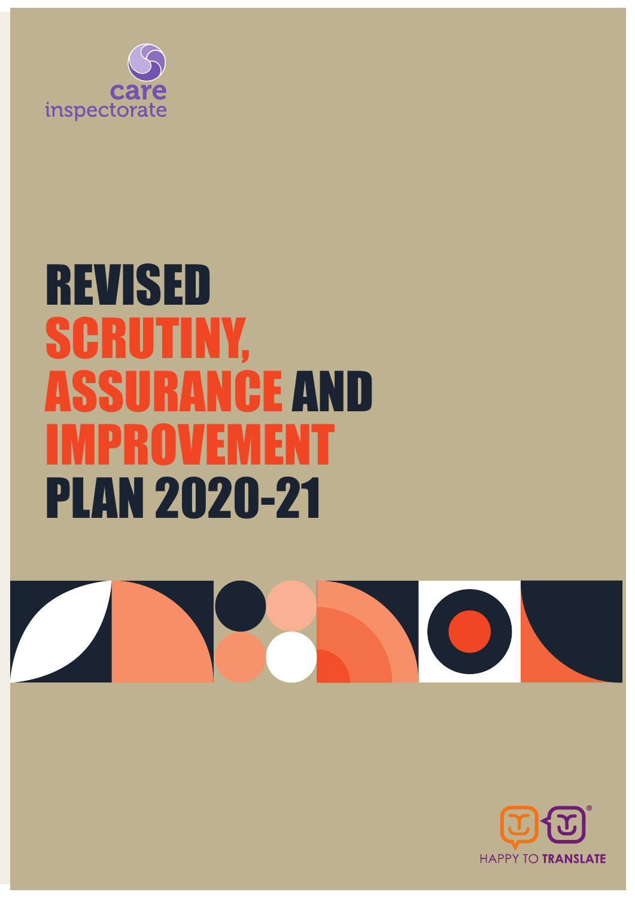care inspectorate

# REVISED SCRUTINY, ASSURANCE AND IMPROVEMENT PLAN 2020-21

HAPPY TO TRANSLATE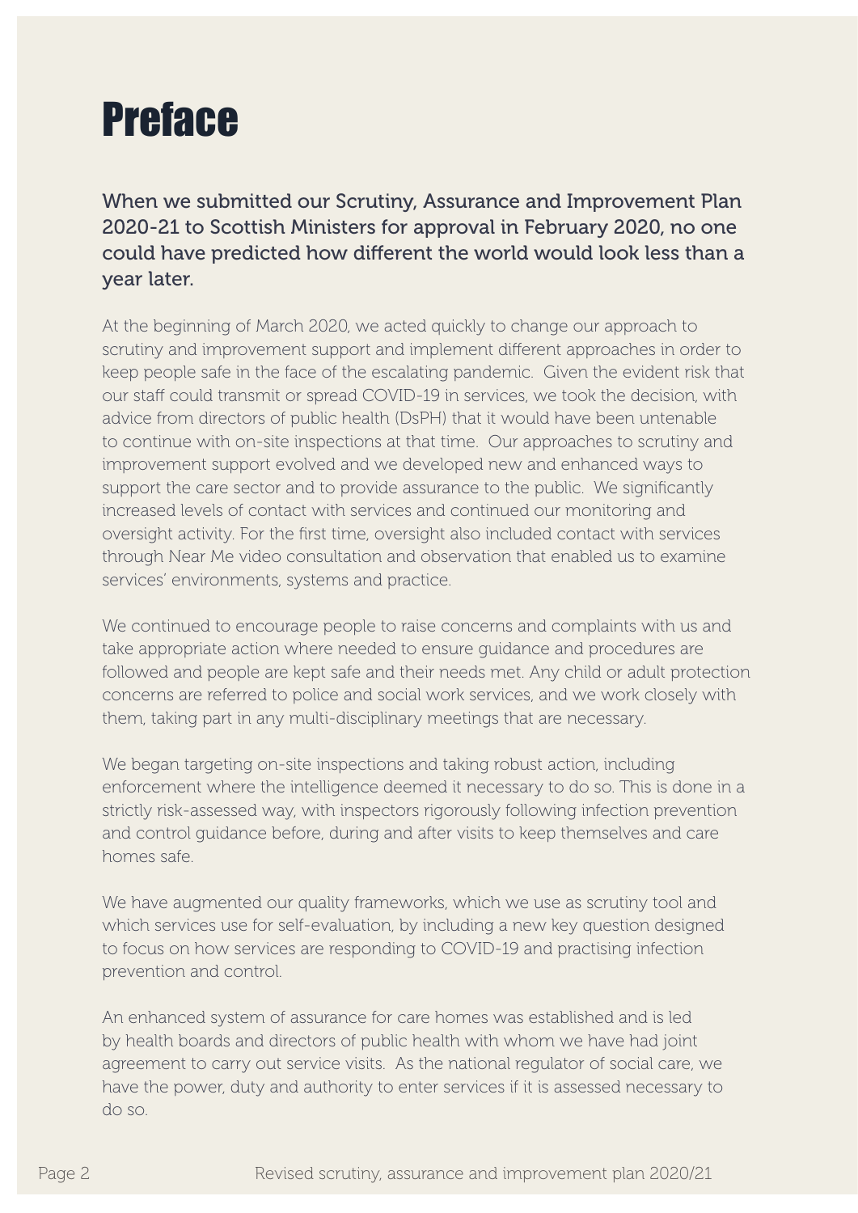# Preface

When we submitted our Scrutiny, Assurance and Improvement Plan 2020-21 to Scottish Ministers for approval in February 2020, no one could have predicted how different the world would look less than a year later.

At the beginning of March 2020, we acted quickly to change our approach to scrutiny and improvement support and implement different approaches in order to keep people safe in the face of the escalating pandemic. Given the evident risk that our staff could transmit or spread COVID-19 in services, we took the decision, with advice from directors of public health (DsPH) that it would have been untenable to continue with on-site inspections at that time. Our approaches to scrutiny and improvement support evolved and we developed new and enhanced ways to support the care sector and to provide assurance to the public. We significantly increased levels of contact with services and continued our monitoring and oversight activity. For the first time, oversight also included contact with services through Near Me video consultation and observation that enabled us to examine services' environments, systems and practice.

We continued to encourage people to raise concerns and complaints with us and take appropriate action where needed to ensure guidance and procedures are followed and people are kept safe and their needs met. Any child or adult protection concerns are referred to police and social work services, and we work closely with them, taking part in any multi-disciplinary meetings that are necessary.

We began targeting on-site inspections and taking robust action, including enforcement where the intelligence deemed it necessary to do so. This is done in a strictly risk-assessed way, with inspectors rigorously following infection prevention and control guidance before, during and after visits to keep themselves and care homes safe.

We have augmented our quality frameworks, which we use as scrutiny tool and which services use for self-evaluation, by including a new key question designed to focus on how services are responding to COVID-19 and practising infection prevention and control.

An enhanced system of assurance for care homes was established and is led by health boards and directors of public health with whom we have had joint agreement to carry out service visits. As the national regulator of social care, we have the power, duty and authority to enter services if it is assessed necessary to do so.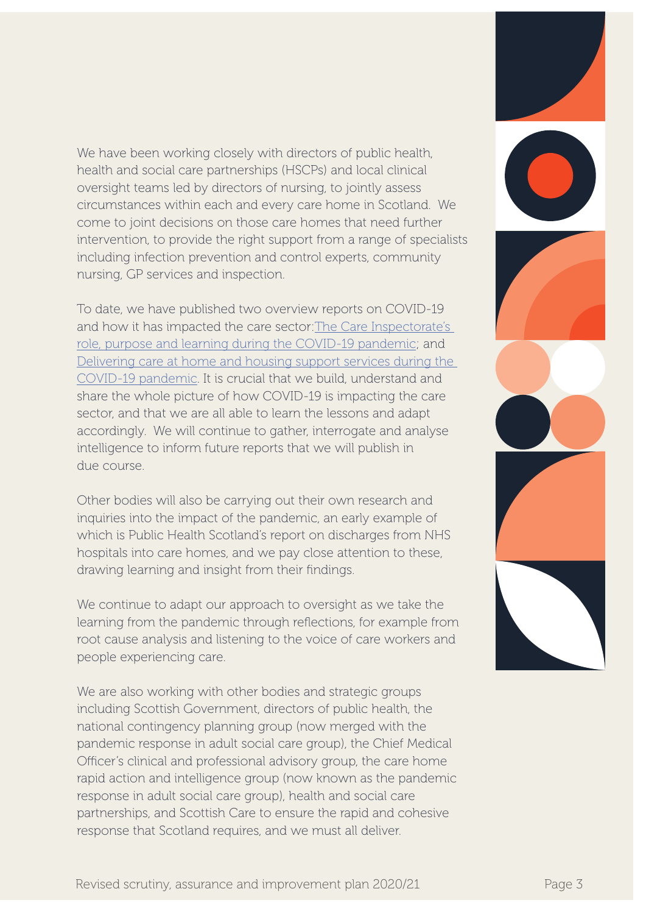We have been working closely with directors of public health, health and social care partnerships (HSCPs) and local clinical oversight teams led by directors of nursing, to jointly assess circumstances within each and every care home in Scotland. We come to joint decisions on those care homes that need further intervention, to provide the right support from a range of specialists including infection prevention and control experts, community nursing, GP services and inspection.

To date, we have published two overview reports on COVID-19 and how it has impacted the care sector: The Care Inspectorate's role, purpose and learning during the COVID-19 pandemic; and Delivering care at home and housing support services during the COVID-19 pandemic. It is crucial that we build, understand and share the whole picture of how COVID-19 is impacting the care sector, and that we are all able to learn the lessons and adapt accordingly. We will continue to gather, interrogate and analyse intelligence to inform future reports that we will publish in due course.

Other bodies will also be carrying out their own research and inquiries into the impact of the pandemic, an early example of which is Public Health Scotland's report on discharges from NHS hospitals into care homes, and we pay close attention to these, drawing learning and insight from their findings.

We continue to adapt our approach to oversight as we take the learning from the pandemic through reflections, for example from root cause analysis and listening to the voice of care workers and people experiencing care.

We are also working with other bodies and strategic groups including Scottish Government, directors of public health, the national contingency planning group (now merged with the pandemic response in adult social care group), the Chief Medical Officer's clinical and professional advisory group, the care home rapid action and intelligence group (now known as the pandemic response in adult social care group), health and social care partnerships, and Scottish Care to ensure the rapid and cohesive response that Scotland requires, and we must all deliver.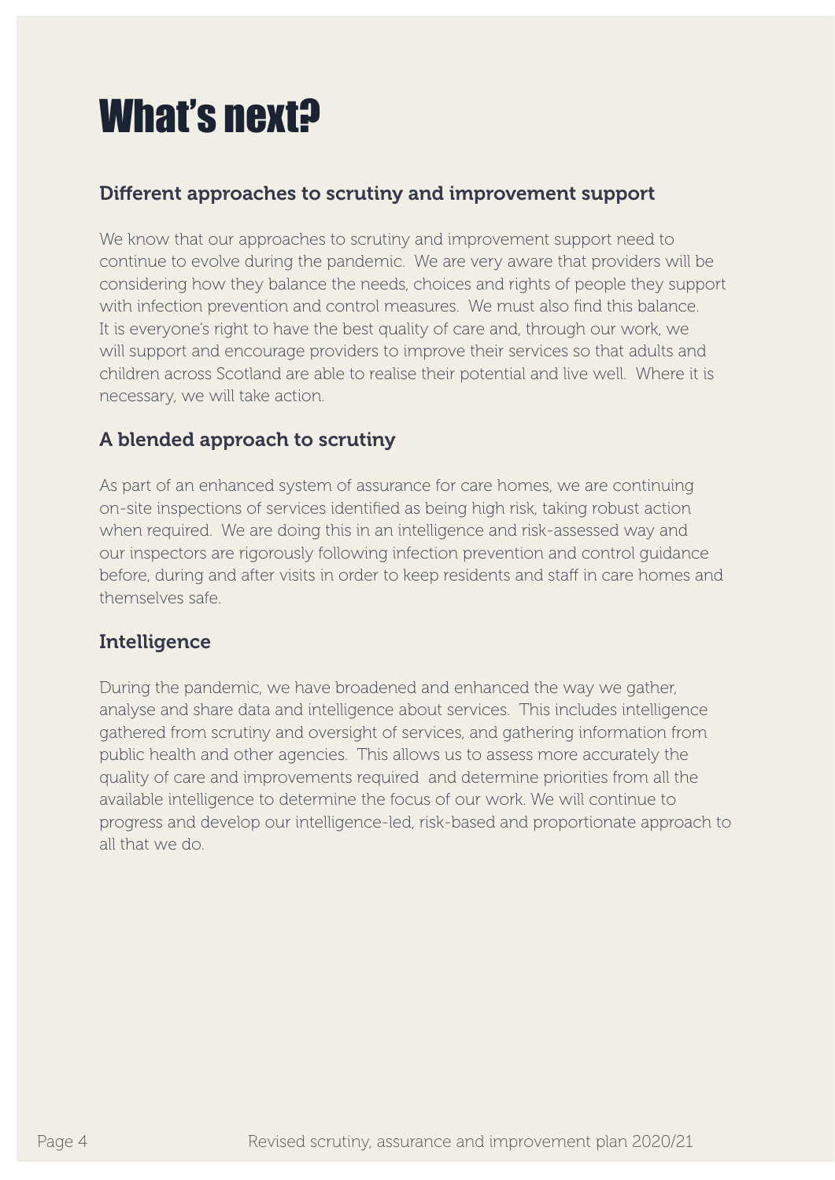# What's next?

## Different approaches to scrutiny and improvement support

We know that our approaches to scrutiny and improvement support need to continue to evolve during the pandemic. We are very aware that providers will be considering how they balance the needs, choices and rights of people they support with infection prevention and control measures. We must also find this balance. It is everyone's right to have the best quality of care and, through our work, we will support and encourage providers to improve their services so that adults and children across Scotland are able to realise their potential and live well. Where it is necessary, we will take action.

## A blended approach to scrutiny

As part of an enhanced system of assurance for care homes, we are continuing on-site inspections of services identified as being high risk, taking robust action when required. We are doing this in an intelligence and risk-assessed way and our inspectors are rigorously following infection prevention and control guidance before, during and after visits in order to keep residents and staff in care homes and themselves safe.

## Intelligence

During the pandemic, we have broadened and enhanced the way we gather, analyse and share data and intelligence about services. This includes intelligence gathered from scrutiny and oversight of services, and gathering information from public health and other agencies. This allows us to assess more accurately the quality of care and improvements required and determine priorities from all the available intelligence to determine the focus of our work. We will continue to progress and develop our intelligence-led, risk-based and proportionate approach to all that we do.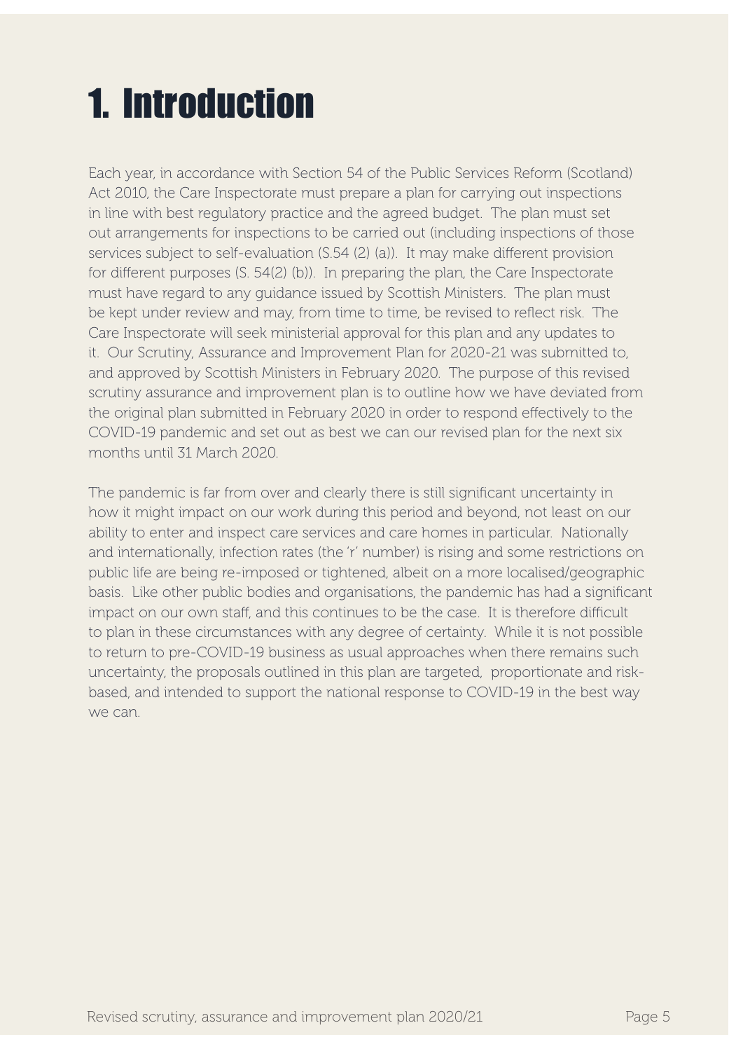# 1. Introduction

Each year, in accordance with Section 54 of the Public Services Reform (Scotland) Act 2010, the Care Inspectorate must prepare a plan for carrying out inspections in line with best regulatory practice and the agreed budget. The plan must set out arrangements for inspections to be carried out (including inspections of those services subject to self-evaluation (S.54 (2) (a)). It may make different provision for different purposes (S. 54(2) (b)). In preparing the plan, the Care Inspectorate must have regard to any guidance issued by Scottish Ministers. The plan must be kept under review and may, from time to time, be revised to reflect risk. The Care Inspectorate will seek ministerial approval for this plan and any updates to it. Our Scrutiny, Assurance and Improvement Plan for 2020-21 was submitted to, and approved by Scottish Ministers in February 2020. The purpose of this revised scrutiny assurance and improvement plan is to outline how we have deviated from the original plan submitted in February 2020 in order to respond effectively to the COVID-19 pandemic and set out as best we can our revised plan for the next six months until 31 March 2020.

The pandemic is far from over and clearly there is still significant uncertainty in how it might impact on our work during this period and beyond, not least on our ability to enter and inspect care services and care homes in particular. Nationally and internationally, infection rates (the 'r' number) is rising and some restrictions on public life are being re-imposed or tightened, albeit on a more localised/geographic basis. Like other public bodies and organisations, the pandemic has had a significant impact on our own staff, and this continues to be the case. It is therefore difficult to plan in these circumstances with any degree of certainty. While it is not possible to return to pre-COVID-19 business as usual approaches when there remains such uncertainty, the proposals outlined in this plan are targeted, proportionate and risk-based, and intended to support the national response to COVID-19 in the best way we can.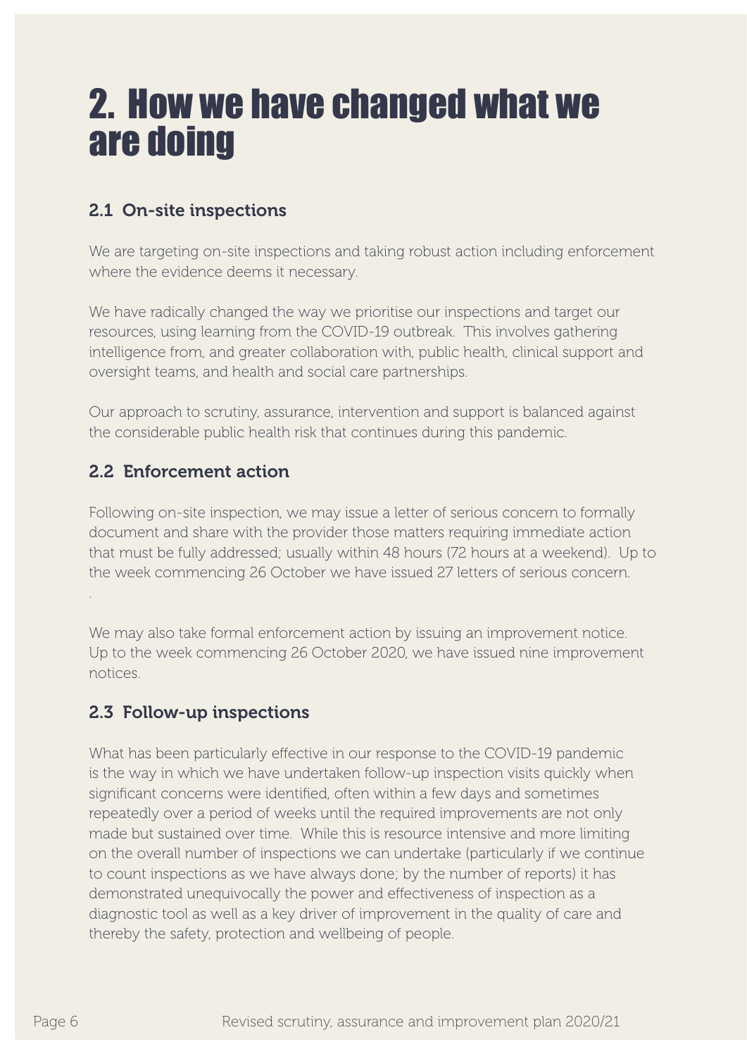# 2. How we have changed what we are doing

## 2.1 On-site inspections

We are targeting on-site inspections and taking robust action including enforcement where the evidence deems it necessary.

We have radically changed the way we prioritise our inspections and target our resources, using learning from the COVID-19 outbreak. This involves gathering intelligence from, and greater collaboration with, public health, clinical support and oversight teams, and health and social care partnerships.

Our approach to scrutiny, assurance, intervention and support is balanced against the considerable public health risk that continues during this pandemic.

## 2.2 Enforcement action

Following on-site inspection, we may issue a letter of serious concern to formally document and share with the provider those matters requiring immediate action that must be fully addressed; usually within 48 hours (72 hours at a weekend). Up to the week commencing 26 October we have issued 27 letters of serious concern.

We may also take formal enforcement action by issuing an improvement notice. Up to the week commencing 26 October 2020, we have issued nine improvement notices.

## 2.3 Follow-up inspections

What has been particularly effective in our response to the COVID-19 pandemic is the way in which we have undertaken follow-up inspection visits quickly when significant concerns were identified, often within a few days and sometimes repeatedly over a period of weeks until the required improvements are not only made but sustained over time. While this is resource intensive and more limiting on the overall number of inspections we can undertake (particularly if we continue to count inspections as we have always done; by the number of reports) it has demonstrated unequivocally the power and effectiveness of inspection as a diagnostic tool as well as a key driver of improvement in the quality of care and thereby the safety, protection and wellbeing of people.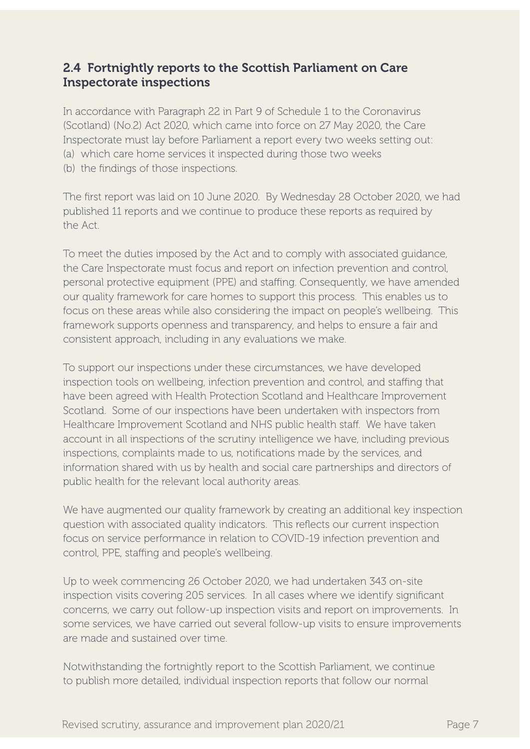## 2.4 Fortnightly reports to the Scottish Parliament on Care Inspectorate inspections

In accordance with Paragraph 22 in Part 9 of Schedule 1 to the Coronavirus (Scotland) (No.2) Act 2020, which came into force on 27 May 2020, the Care Inspectorate must lay before Parliament a report every two weeks setting out:
(a) which care home services it inspected during those two weeks
(b) the findings of those inspections.

The first report was laid on 10 June 2020. By Wednesday 28 October 2020, we had published 11 reports and we continue to produce these reports as required by the Act.

To meet the duties imposed by the Act and to comply with associated guidance, the Care Inspectorate must focus and report on infection prevention and control, personal protective equipment (PPE) and staffing. Consequently, we have amended our quality framework for care homes to support this process. This enables us to focus on these areas while also considering the impact on people's wellbeing. This framework supports openness and transparency, and helps to ensure a fair and consistent approach, including in any evaluations we make.

To support our inspections under these circumstances, we have developed inspection tools on wellbeing, infection prevention and control, and staffing that have been agreed with Health Protection Scotland and Healthcare Improvement Scotland. Some of our inspections have been undertaken with inspectors from Healthcare Improvement Scotland and NHS public health staff. We have taken account in all inspections of the scrutiny intelligence we have, including previous inspections, complaints made to us, notifications made by the services, and information shared with us by health and social care partnerships and directors of public health for the relevant local authority areas.

We have augmented our quality framework by creating an additional key inspection question with associated quality indicators. This reflects our current inspection focus on service performance in relation to COVID-19 infection prevention and control, PPE, staffing and people's wellbeing.

Up to week commencing 26 October 2020, we had undertaken 343 on-site inspection visits covering 205 services. In all cases where we identify significant concerns, we carry out follow-up inspection visits and report on improvements. In some services, we have carried out several follow-up visits to ensure improvements are made and sustained over time.

Notwithstanding the fortnightly report to the Scottish Parliament, we continue to publish more detailed, individual inspection reports that follow our normal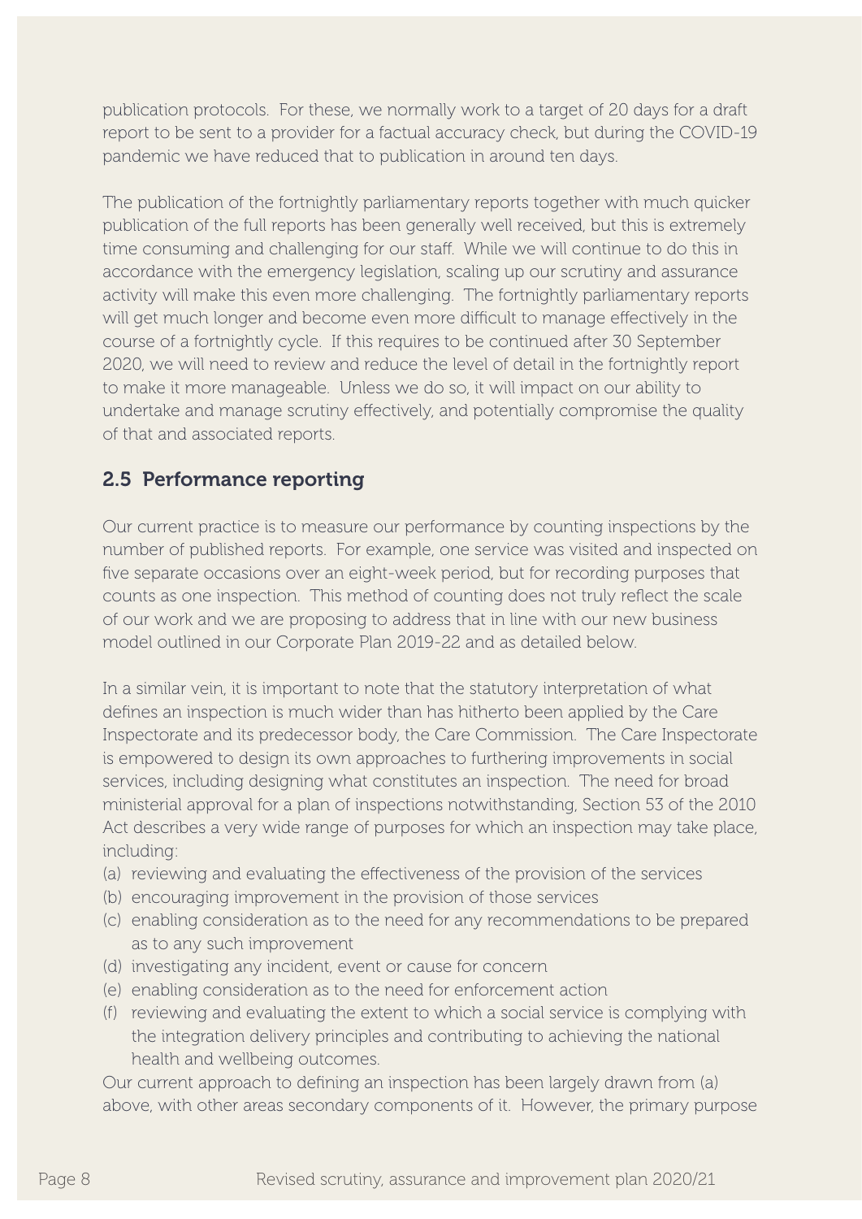publication protocols. For these, we normally work to a target of 20 days for a draft report to be sent to a provider for a factual accuracy check, but during the COVID-19 pandemic we have reduced that to publication in around ten days.

The publication of the fortnightly parliamentary reports together with much quicker publication of the full reports has been generally well received, but this is extremely time consuming and challenging for our staff. While we will continue to do this in accordance with the emergency legislation, scaling up our scrutiny and assurance activity will make this even more challenging. The fortnightly parliamentary reports will get much longer and become even more difficult to manage effectively in the course of a fortnightly cycle. If this requires to be continued after 30 September 2020, we will need to review and reduce the level of detail in the fortnightly report to make it more manageable. Unless we do so, it will impact on our ability to undertake and manage scrutiny effectively, and potentially compromise the quality of that and associated reports.

## 2.5 Performance reporting

Our current practice is to measure our performance by counting inspections by the number of published reports. For example, one service was visited and inspected on five separate occasions over an eight-week period, but for recording purposes that counts as one inspection. This method of counting does not truly reflect the scale of our work and we are proposing to address that in line with our new business model outlined in our Corporate Plan 2019-22 and as detailed below.

In a similar vein, it is important to note that the statutory interpretation of what defines an inspection is much wider than has hitherto been applied by the Care Inspectorate and its predecessor body, the Care Commission. The Care Inspectorate is empowered to design its own approaches to furthering improvements in social services, including designing what constitutes an inspection. The need for broad ministerial approval for a plan of inspections notwithstanding, Section 53 of the 2010 Act describes a very wide range of purposes for which an inspection may take place, including:

(a) reviewing and evaluating the effectiveness of the provision of the services
(b) encouraging improvement in the provision of those services
(c) enabling consideration as to the need for any recommendations to be prepared as to any such improvement
(d) investigating any incident, event or cause for concern
(e) enabling consideration as to the need for enforcement action
(f) reviewing and evaluating the extent to which a social service is complying with the integration delivery principles and contributing to achieving the national health and wellbeing outcomes.

Our current approach to defining an inspection has been largely drawn from (a) above, with other areas secondary components of it. However, the primary purpose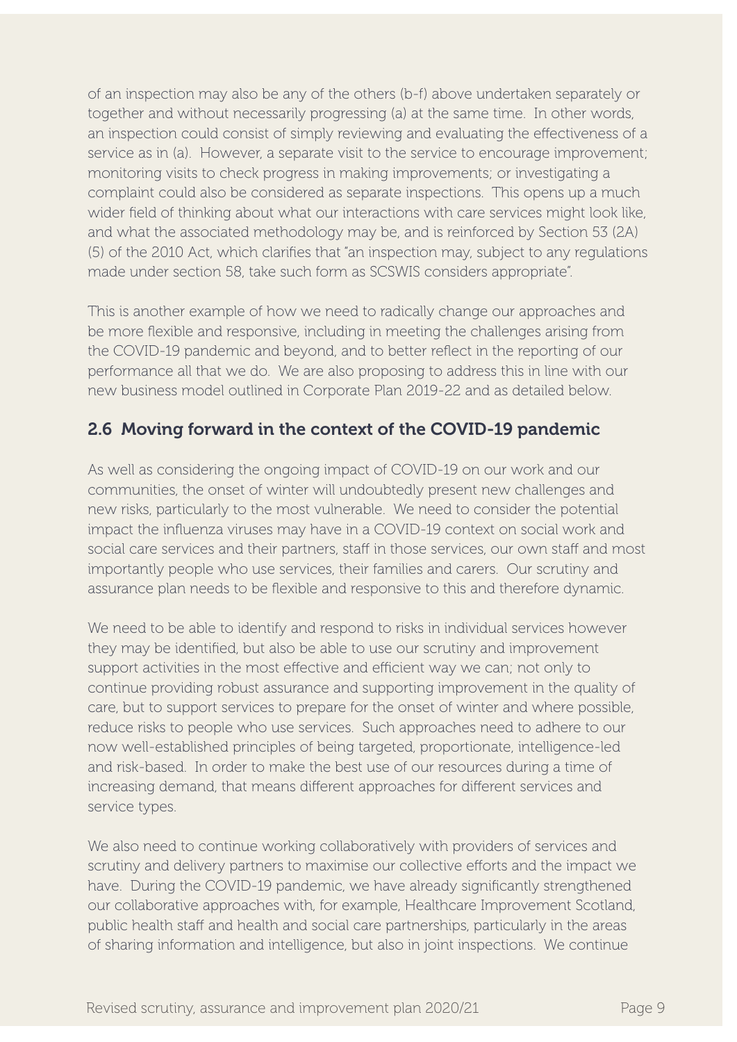of an inspection may also be any of the others (b-f) above undertaken separately or together and without necessarily progressing (a) at the same time. In other words, an inspection could consist of simply reviewing and evaluating the effectiveness of a service as in (a). However, a separate visit to the service to encourage improvement; monitoring visits to check progress in making improvements; or investigating a complaint could also be considered as separate inspections. This opens up a much wider field of thinking about what our interactions with care services might look like, and what the associated methodology may be, and is reinforced by Section 53 (2A) (5) of the 2010 Act, which clarifies that "an inspection may, subject to any regulations made under section 58, take such form as SCSWIS considers appropriate".

This is another example of how we need to radically change our approaches and be more flexible and responsive, including in meeting the challenges arising from the COVID-19 pandemic and beyond, and to better reflect in the reporting of our performance all that we do. We are also proposing to address this in line with our new business model outlined in Corporate Plan 2019-22 and as detailed below.

## 2.6 Moving forward in the context of the COVID-19 pandemic

As well as considering the ongoing impact of COVID-19 on our work and our communities, the onset of winter will undoubtedly present new challenges and new risks, particularly to the most vulnerable. We need to consider the potential impact the influenza viruses may have in a COVID-19 context on social work and social care services and their partners, staff in those services, our own staff and most importantly people who use services, their families and carers. Our scrutiny and assurance plan needs to be flexible and responsive to this and therefore dynamic.

We need to be able to identify and respond to risks in individual services however they may be identified, but also be able to use our scrutiny and improvement support activities in the most effective and efficient way we can; not only to continue providing robust assurance and supporting improvement in the quality of care, but to support services to prepare for the onset of winter and where possible, reduce risks to people who use services. Such approaches need to adhere to our now well-established principles of being targeted, proportionate, intelligence-led and risk-based. In order to make the best use of our resources during a time of increasing demand, that means different approaches for different services and service types.

We also need to continue working collaboratively with providers of services and scrutiny and delivery partners to maximise our collective efforts and the impact we have. During the COVID-19 pandemic, we have already significantly strengthened our collaborative approaches with, for example, Healthcare Improvement Scotland, public health staff and health and social care partnerships, particularly in the areas of sharing information and intelligence, but also in joint inspections. We continue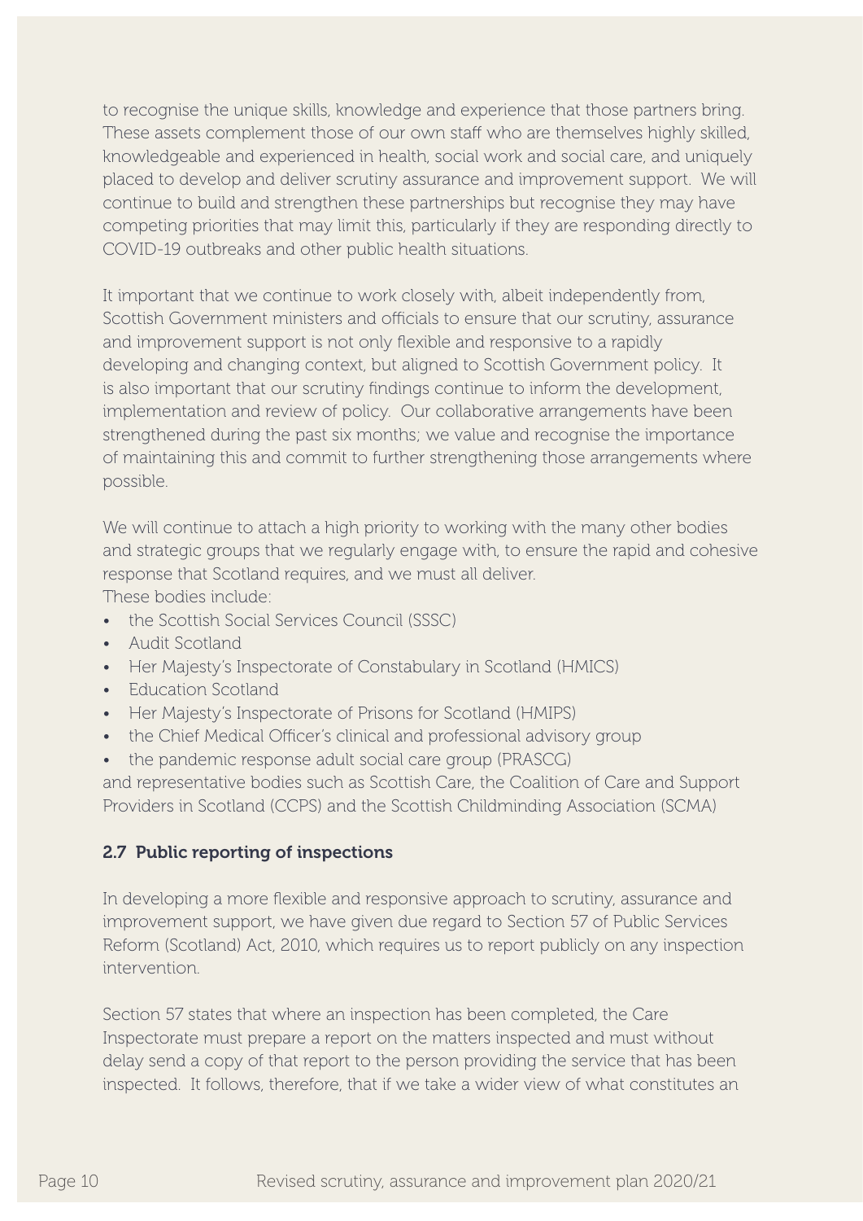to recognise the unique skills, knowledge and experience that those partners bring. These assets complement those of our own staff who are themselves highly skilled, knowledgeable and experienced in health, social work and social care, and uniquely placed to develop and deliver scrutiny assurance and improvement support. We will continue to build and strengthen these partnerships but recognise they may have competing priorities that may limit this, particularly if they are responding directly to COVID-19 outbreaks and other public health situations.

It important that we continue to work closely with, albeit independently from, Scottish Government ministers and officials to ensure that our scrutiny, assurance and improvement support is not only flexible and responsive to a rapidly developing and changing context, but aligned to Scottish Government policy. It is also important that our scrutiny findings continue to inform the development, implementation and review of policy. Our collaborative arrangements have been strengthened during the past six months; we value and recognise the importance of maintaining this and commit to further strengthening those arrangements where possible.

We will continue to attach a high priority to working with the many other bodies and strategic groups that we regularly engage with, to ensure the rapid and cohesive response that Scotland requires, and we must all deliver.
These bodies include:

- the Scottish Social Services Council (SSSC)
- Audit Scotland
- Her Majesty's Inspectorate of Constabulary in Scotland (HMICS)
- Education Scotland
- Her Majesty's Inspectorate of Prisons for Scotland (HMIPS)
- the Chief Medical Officer's clinical and professional advisory group
- the pandemic response adult social care group (PRASCG)

and representative bodies such as Scottish Care, the Coalition of Care and Support Providers in Scotland (CCPS) and the Scottish Childminding Association (SCMA)

### 2.7 Public reporting of inspections

In developing a more flexible and responsive approach to scrutiny, assurance and improvement support, we have given due regard to Section 57 of Public Services Reform (Scotland) Act, 2010, which requires us to report publicly on any inspection intervention.

Section 57 states that where an inspection has been completed, the Care Inspectorate must prepare a report on the matters inspected and must without delay send a copy of that report to the person providing the service that has been inspected. It follows, therefore, that if we take a wider view of what constitutes an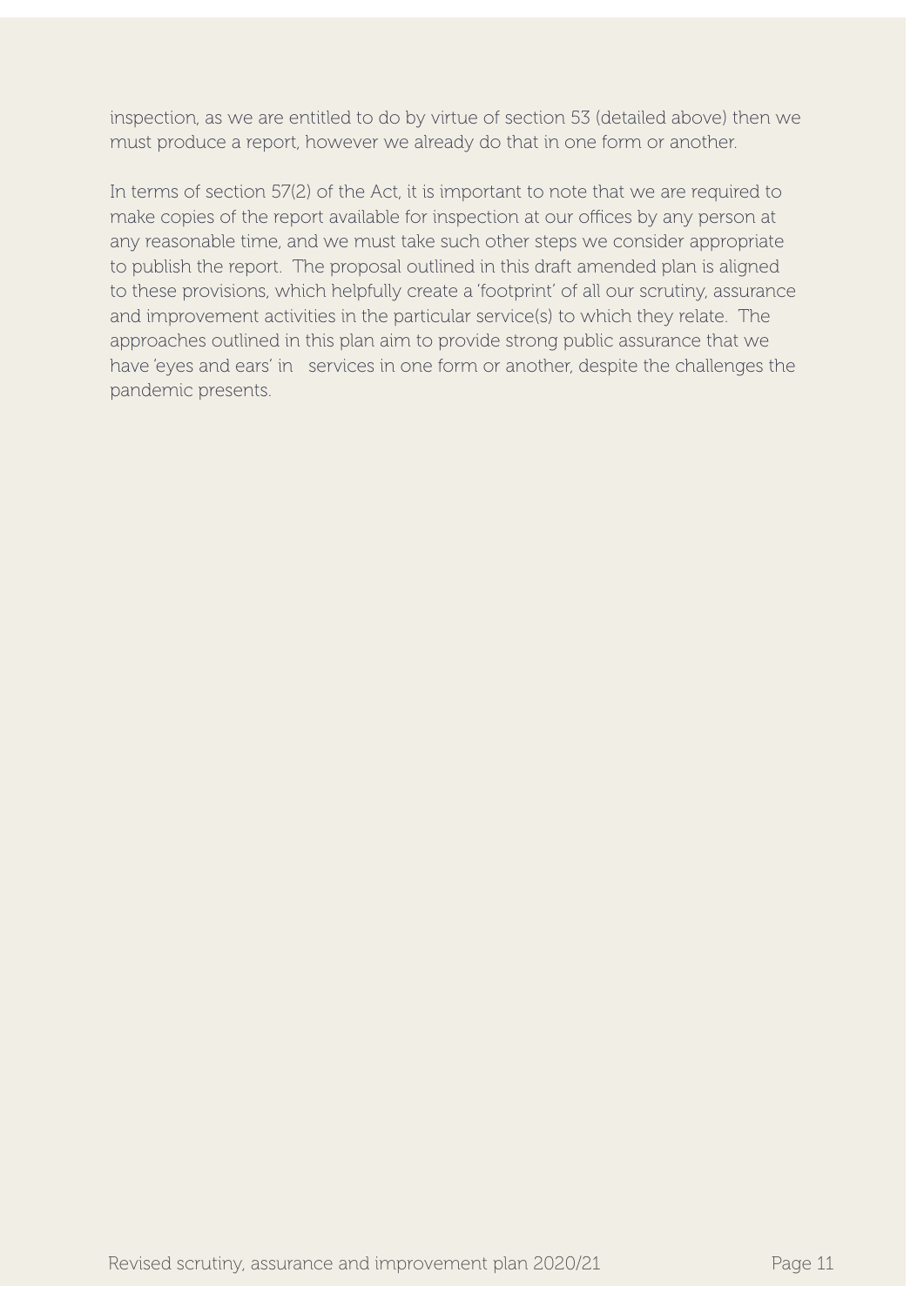inspection, as we are entitled to do by virtue of section 53 (detailed above) then we must produce a report, however we already do that in one form or another.

In terms of section 57(2) of the Act, it is important to note that we are required to make copies of the report available for inspection at our offices by any person at any reasonable time, and we must take such other steps we consider appropriate to publish the report. The proposal outlined in this draft amended plan is aligned to these provisions, which helpfully create a 'footprint' of all our scrutiny, assurance and improvement activities in the particular service(s) to which they relate. The approaches outlined in this plan aim to provide strong public assurance that we have 'eyes and ears' in services in one form or another, despite the challenges the pandemic presents.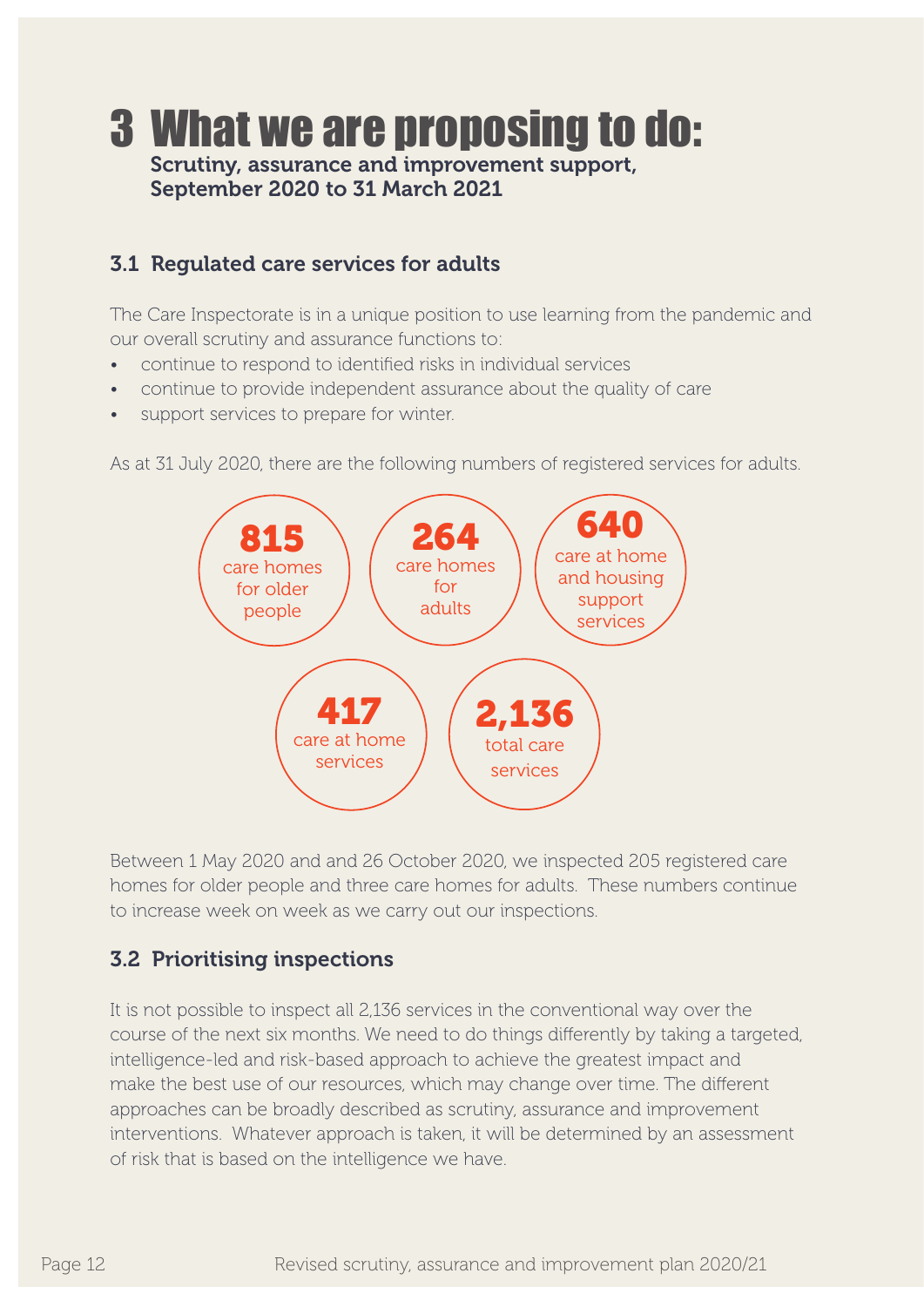# 3 What we are proposing to do:

**Scrutiny, assurance and improvement support, September 2020 to 31 March 2021**

## 3.1 Regulated care services for adults

The Care Inspectorate is in a unique position to use learning from the pandemic and our overall scrutiny and assurance functions to:

- continue to respond to identified risks in individual services
- continue to provide independent assurance about the quality of care
- support services to prepare for winter.

As at 31 July 2020, there are the following numbers of registered services for adults.

**815** care homes for older people

**264** care homes for adults

**640** care at home and housing support services

**417** care at home services

**2,136** total care services

Between 1 May 2020 and and 26 October 2020, we inspected 205 registered care homes for older people and three care homes for adults. These numbers continue to increase week on week as we carry out our inspections.

## 3.2 Prioritising inspections

It is not possible to inspect all 2,136 services in the conventional way over the course of the next six months. We need to do things differently by taking a targeted, intelligence-led and risk-based approach to achieve the greatest impact and make the best use of our resources, which may change over time. The different approaches can be broadly described as scrutiny, assurance and improvement interventions. Whatever approach is taken, it will be determined by an assessment of risk that is based on the intelligence we have.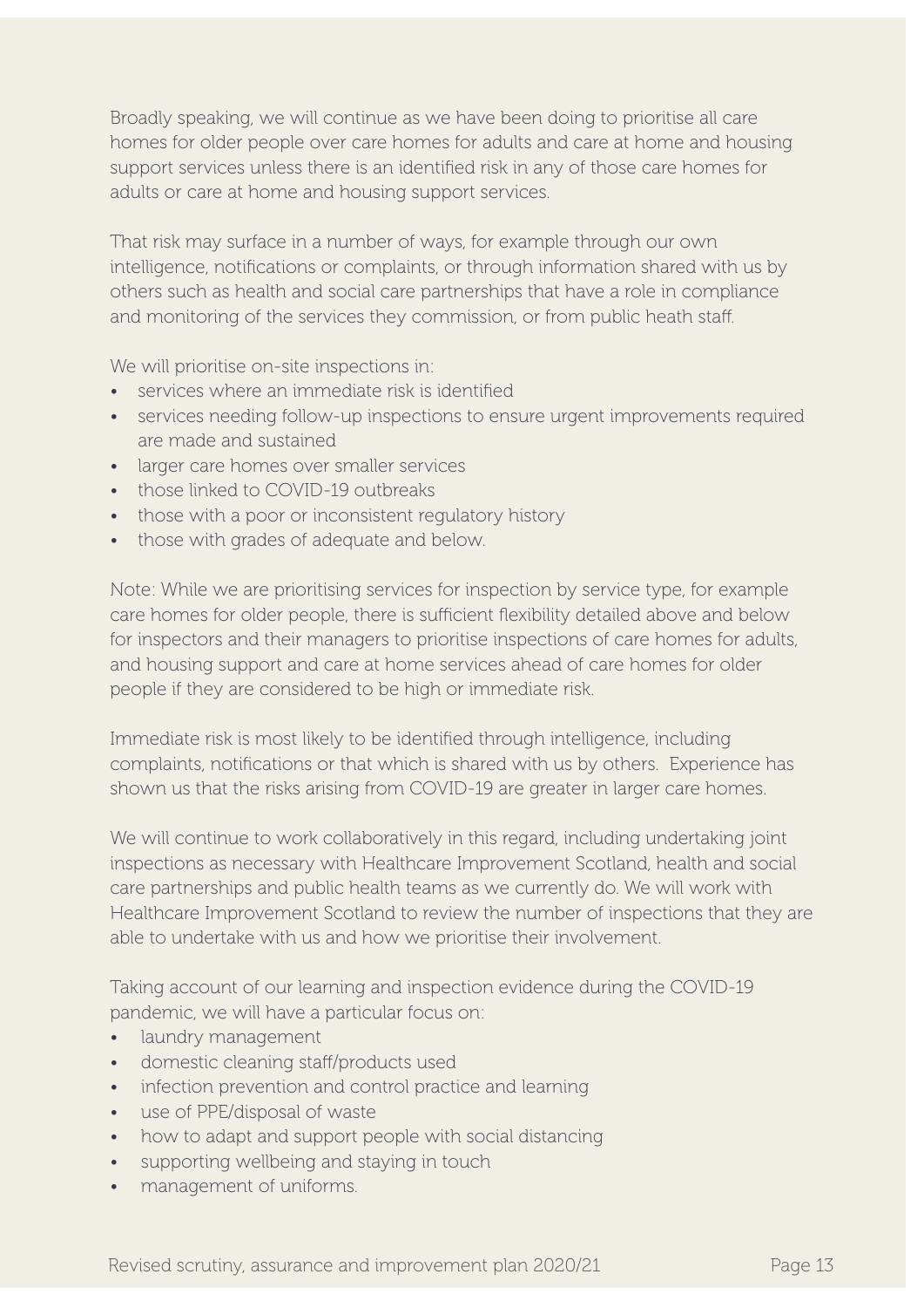Broadly speaking, we will continue as we have been doing to prioritise all care homes for older people over care homes for adults and care at home and housing support services unless there is an identified risk in any of those care homes for adults or care at home and housing support services.

That risk may surface in a number of ways, for example through our own intelligence, notifications or complaints, or through information shared with us by others such as health and social care partnerships that have a role in compliance and monitoring of the services they commission, or from public heath staff.

We will prioritise on-site inspections in:

- services where an immediate risk is identified
- services needing follow-up inspections to ensure urgent improvements required are made and sustained
- larger care homes over smaller services
- those linked to COVID-19 outbreaks
- those with a poor or inconsistent regulatory history
- those with grades of adequate and below.

Note: While we are prioritising services for inspection by service type, for example care homes for older people, there is sufficient flexibility detailed above and below for inspectors and their managers to prioritise inspections of care homes for adults, and housing support and care at home services ahead of care homes for older people if they are considered to be high or immediate risk.

Immediate risk is most likely to be identified through intelligence, including complaints, notifications or that which is shared with us by others. Experience has shown us that the risks arising from COVID-19 are greater in larger care homes.

We will continue to work collaboratively in this regard, including undertaking joint inspections as necessary with Healthcare Improvement Scotland, health and social care partnerships and public health teams as we currently do. We will work with Healthcare Improvement Scotland to review the number of inspections that they are able to undertake with us and how we prioritise their involvement.

Taking account of our learning and inspection evidence during the COVID-19 pandemic, we will have a particular focus on:

- laundry management
- domestic cleaning staff/products used
- infection prevention and control practice and learning
- use of PPE/disposal of waste
- how to adapt and support people with social distancing
- supporting wellbeing and staying in touch
- management of uniforms.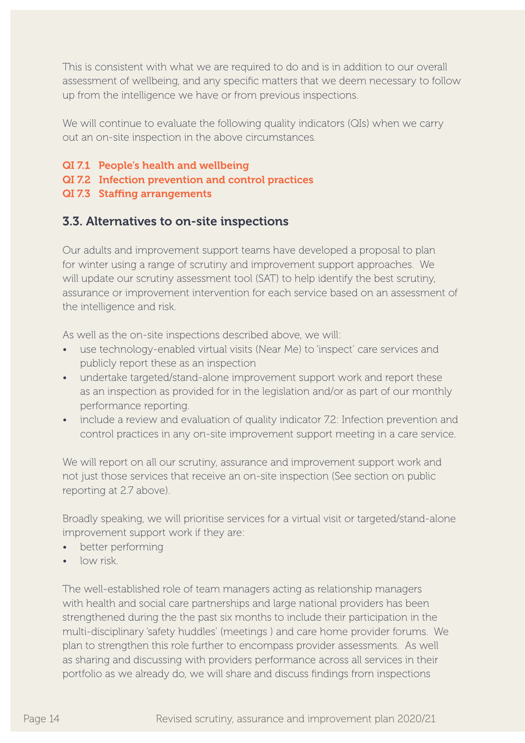This is consistent with what we are required to do and is in addition to our overall assessment of wellbeing, and any specific matters that we deem necessary to follow up from the intelligence we have or from previous inspections.

We will continue to evaluate the following quality indicators (QIs) when we carry out an on-site inspection in the above circumstances.

**QI 7.1 People's health and wellbeing**
**QI 7.2 Infection prevention and control practices**
**QI 7.3 Staffing arrangements**

## 3.3. Alternatives to on-site inspections

Our adults and improvement support teams have developed a proposal to plan for winter using a range of scrutiny and improvement support approaches. We will update our scrutiny assessment tool (SAT) to help identify the best scrutiny, assurance or improvement intervention for each service based on an assessment of the intelligence and risk.

As well as the on-site inspections described above, we will:

- use technology-enabled virtual visits (Near Me) to 'inspect' care services and publicly report these as an inspection
- undertake targeted/stand-alone improvement support work and report these as an inspection as provided for in the legislation and/or as part of our monthly performance reporting.
- include a review and evaluation of quality indicator 7.2: Infection prevention and control practices in any on-site improvement support meeting in a care service.

We will report on all our scrutiny, assurance and improvement support work and not just those services that receive an on-site inspection (See section on public reporting at 2.7 above).

Broadly speaking, we will prioritise services for a virtual visit or targeted/stand-alone improvement support work if they are:

- better performing
- low risk.

The well-established role of team managers acting as relationship managers with health and social care partnerships and large national providers has been strengthened during the the past six months to include their participation in the multi-disciplinary 'safety huddles' (meetings ) and care home provider forums. We plan to strengthen this role further to encompass provider assessments. As well as sharing and discussing with providers performance across all services in their portfolio as we already do, we will share and discuss findings from inspections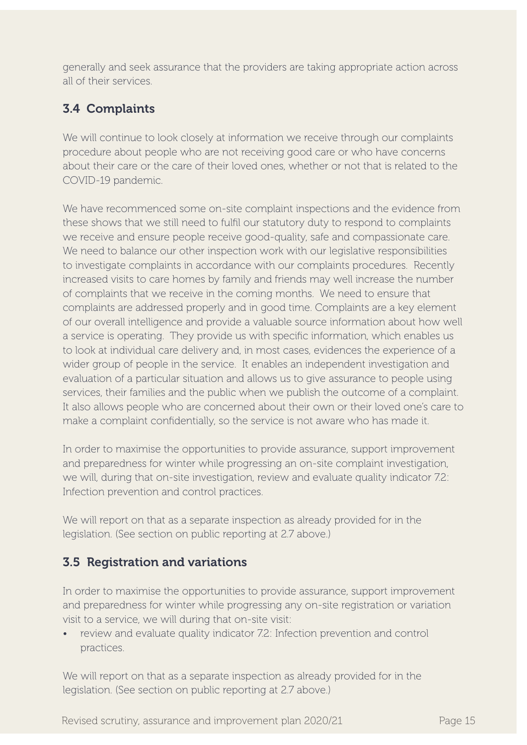generally and seek assurance that the providers are taking appropriate action across all of their services.

## 3.4 Complaints

We will continue to look closely at information we receive through our complaints procedure about people who are not receiving good care or who have concerns about their care or the care of their loved ones, whether or not that is related to the COVID-19 pandemic.

We have recommenced some on-site complaint inspections and the evidence from these shows that we still need to fulfil our statutory duty to respond to complaints we receive and ensure people receive good-quality, safe and compassionate care. We need to balance our other inspection work with our legislative responsibilities to investigate complaints in accordance with our complaints procedures. Recently increased visits to care homes by family and friends may well increase the number of complaints that we receive in the coming months. We need to ensure that complaints are addressed properly and in good time. Complaints are a key element of our overall intelligence and provide a valuable source information about how well a service is operating. They provide us with specific information, which enables us to look at individual care delivery and, in most cases, evidences the experience of a wider group of people in the service. It enables an independent investigation and evaluation of a particular situation and allows us to give assurance to people using services, their families and the public when we publish the outcome of a complaint. It also allows people who are concerned about their own or their loved one's care to make a complaint confidentially, so the service is not aware who has made it.

In order to maximise the opportunities to provide assurance, support improvement and preparedness for winter while progressing an on-site complaint investigation, we will, during that on-site investigation, review and evaluate quality indicator 7.2: Infection prevention and control practices.

We will report on that as a separate inspection as already provided for in the legislation. (See section on public reporting at 2.7 above.)

## 3.5 Registration and variations

In order to maximise the opportunities to provide assurance, support improvement and preparedness for winter while progressing any on-site registration or variation visit to a service, we will during that on-site visit:

- review and evaluate quality indicator 7.2: Infection prevention and control practices.

We will report on that as a separate inspection as already provided for in the legislation. (See section on public reporting at 2.7 above.)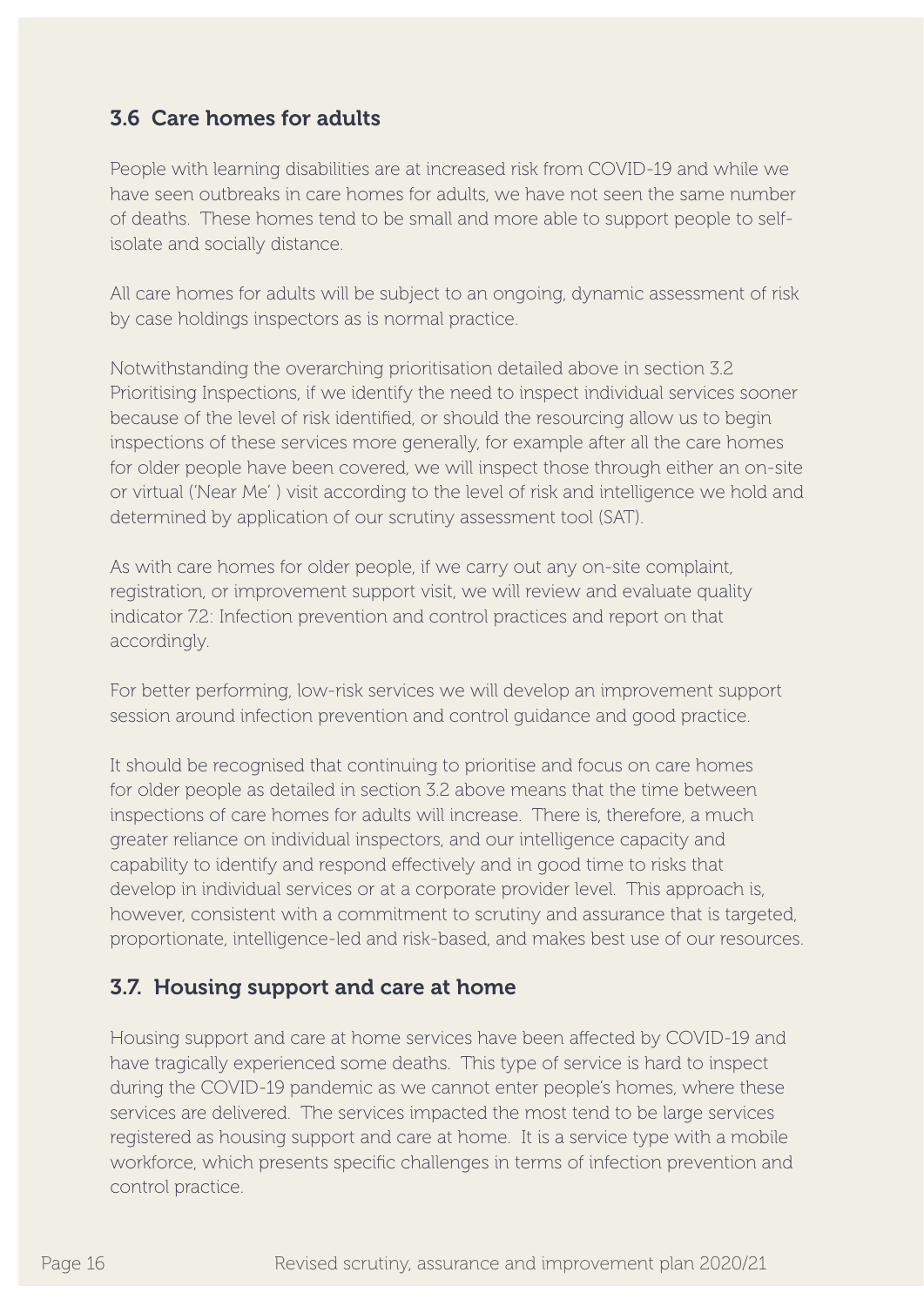## 3.6 Care homes for adults

People with learning disabilities are at increased risk from COVID-19 and while we have seen outbreaks in care homes for adults, we have not seen the same number of deaths. These homes tend to be small and more able to support people to self-isolate and socially distance.

All care homes for adults will be subject to an ongoing, dynamic assessment of risk by case holdings inspectors as is normal practice.

Notwithstanding the overarching prioritisation detailed above in section 3.2 Prioritising Inspections, if we identify the need to inspect individual services sooner because of the level of risk identified, or should the resourcing allow us to begin inspections of these services more generally, for example after all the care homes for older people have been covered, we will inspect those through either an on-site or virtual ('Near Me' ) visit according to the level of risk and intelligence we hold and determined by application of our scrutiny assessment tool (SAT).

As with care homes for older people, if we carry out any on-site complaint, registration, or improvement support visit, we will review and evaluate quality indicator 7.2: Infection prevention and control practices and report on that accordingly.

For better performing, low-risk services we will develop an improvement support session around infection prevention and control guidance and good practice.

It should be recognised that continuing to prioritise and focus on care homes for older people as detailed in section 3.2 above means that the time between inspections of care homes for adults will increase. There is, therefore, a much greater reliance on individual inspectors, and our intelligence capacity and capability to identify and respond effectively and in good time to risks that develop in individual services or at a corporate provider level. This approach is, however, consistent with a commitment to scrutiny and assurance that is targeted, proportionate, intelligence-led and risk-based, and makes best use of our resources.

## 3.7. Housing support and care at home

Housing support and care at home services have been affected by COVID-19 and have tragically experienced some deaths. This type of service is hard to inspect during the COVID-19 pandemic as we cannot enter people's homes, where these services are delivered. The services impacted the most tend to be large services registered as housing support and care at home. It is a service type with a mobile workforce, which presents specific challenges in terms of infection prevention and control practice.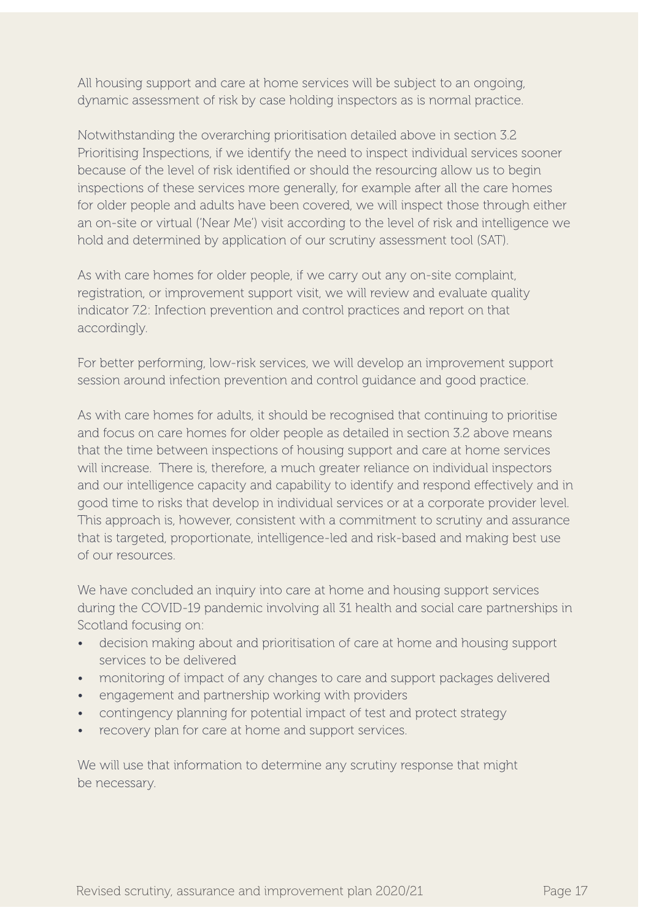All housing support and care at home services will be subject to an ongoing, dynamic assessment of risk by case holding inspectors as is normal practice.

Notwithstanding the overarching prioritisation detailed above in section 3.2 Prioritising Inspections, if we identify the need to inspect individual services sooner because of the level of risk identified or should the resourcing allow us to begin inspections of these services more generally, for example after all the care homes for older people and adults have been covered, we will inspect those through either an on-site or virtual ('Near Me') visit according to the level of risk and intelligence we hold and determined by application of our scrutiny assessment tool (SAT).

As with care homes for older people, if we carry out any on-site complaint, registration, or improvement support visit, we will review and evaluate quality indicator 7.2: Infection prevention and control practices and report on that accordingly.

For better performing, low-risk services, we will develop an improvement support session around infection prevention and control guidance and good practice.

As with care homes for adults, it should be recognised that continuing to prioritise and focus on care homes for older people as detailed in section 3.2 above means that the time between inspections of housing support and care at home services will increase. There is, therefore, a much greater reliance on individual inspectors and our intelligence capacity and capability to identify and respond effectively and in good time to risks that develop in individual services or at a corporate provider level. This approach is, however, consistent with a commitment to scrutiny and assurance that is targeted, proportionate, intelligence-led and risk-based and making best use of our resources.

We have concluded an inquiry into care at home and housing support services during the COVID-19 pandemic involving all 31 health and social care partnerships in Scotland focusing on:

- decision making about and prioritisation of care at home and housing support services to be delivered
- monitoring of impact of any changes to care and support packages delivered
- engagement and partnership working with providers
- contingency planning for potential impact of test and protect strategy
- recovery plan for care at home and support services.

We will use that information to determine any scrutiny response that might be necessary.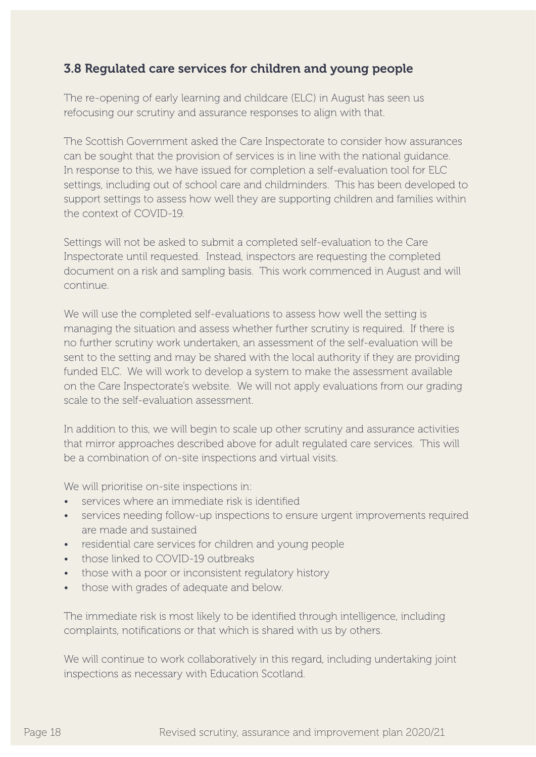### 3.8 Regulated care services for children and young people

The re-opening of early learning and childcare (ELC) in August has seen us refocusing our scrutiny and assurance responses to align with that.

The Scottish Government asked the Care Inspectorate to consider how assurances can be sought that the provision of services is in line with the national guidance. In response to this, we have issued for completion a self-evaluation tool for ELC settings, including out of school care and childminders. This has been developed to support settings to assess how well they are supporting children and families within the context of COVID-19.

Settings will not be asked to submit a completed self-evaluation to the Care Inspectorate until requested. Instead, inspectors are requesting the completed document on a risk and sampling basis. This work commenced in August and will continue.

We will use the completed self-evaluations to assess how well the setting is managing the situation and assess whether further scrutiny is required. If there is no further scrutiny work undertaken, an assessment of the self-evaluation will be sent to the setting and may be shared with the local authority if they are providing funded ELC. We will work to develop a system to make the assessment available on the Care Inspectorate's website. We will not apply evaluations from our grading scale to the self-evaluation assessment.

In addition to this, we will begin to scale up other scrutiny and assurance activities that mirror approaches described above for adult regulated care services. This will be a combination of on-site inspections and virtual visits.

We will prioritise on-site inspections in:

- services where an immediate risk is identified
- services needing follow-up inspections to ensure urgent improvements required are made and sustained
- residential care services for children and young people
- those linked to COVID-19 outbreaks
- those with a poor or inconsistent regulatory history
- those with grades of adequate and below.

The immediate risk is most likely to be identified through intelligence, including complaints, notifications or that which is shared with us by others.

We will continue to work collaboratively in this regard, including undertaking joint inspections as necessary with Education Scotland.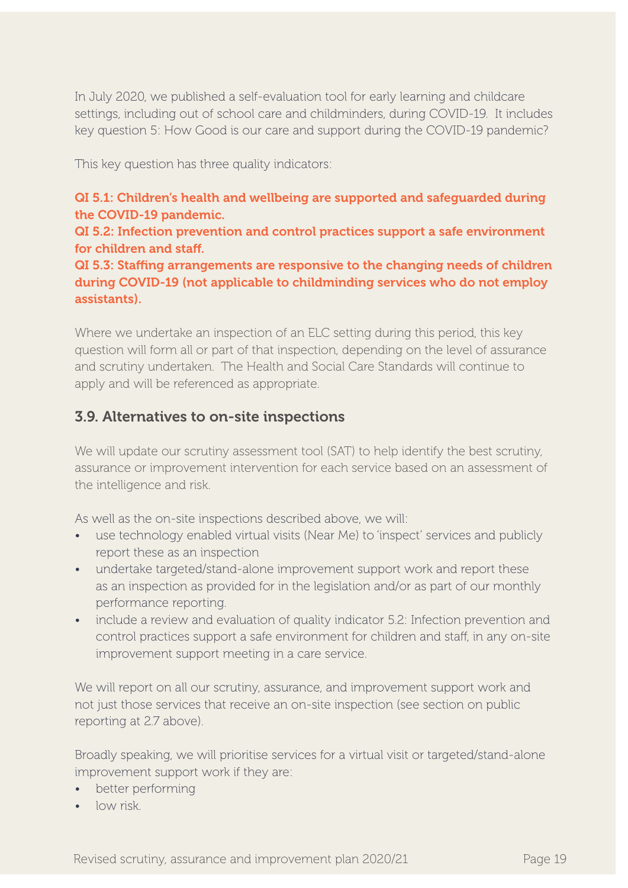In July 2020, we published a self-evaluation tool for early learning and childcare settings, including out of school care and childminders, during COVID-19. It includes key question 5: How Good is our care and support during the COVID-19 pandemic?

This key question has three quality indicators:

**QI 5.1: Children's health and wellbeing are supported and safeguarded during the COVID-19 pandemic.**
**QI 5.2: Infection prevention and control practices support a safe environment for children and staff.**
**QI 5.3: Staffing arrangements are responsive to the changing needs of children during COVID-19 (not applicable to childminding services who do not employ assistants).**

Where we undertake an inspection of an ELC setting during this period, this key question will form all or part of that inspection, depending on the level of assurance and scrutiny undertaken. The Health and Social Care Standards will continue to apply and will be referenced as appropriate.

## 3.9. Alternatives to on-site inspections

We will update our scrutiny assessment tool (SAT) to help identify the best scrutiny, assurance or improvement intervention for each service based on an assessment of the intelligence and risk.

As well as the on-site inspections described above, we will:

- use technology enabled virtual visits (Near Me) to 'inspect' services and publicly report these as an inspection
- undertake targeted/stand-alone improvement support work and report these as an inspection as provided for in the legislation and/or as part of our monthly performance reporting.
- include a review and evaluation of quality indicator 5.2: Infection prevention and control practices support a safe environment for children and staff, in any on-site improvement support meeting in a care service.

We will report on all our scrutiny, assurance, and improvement support work and not just those services that receive an on-site inspection (see section on public reporting at 2.7 above).

Broadly speaking, we will prioritise services for a virtual visit or targeted/stand-alone improvement support work if they are:

- better performing
- low risk.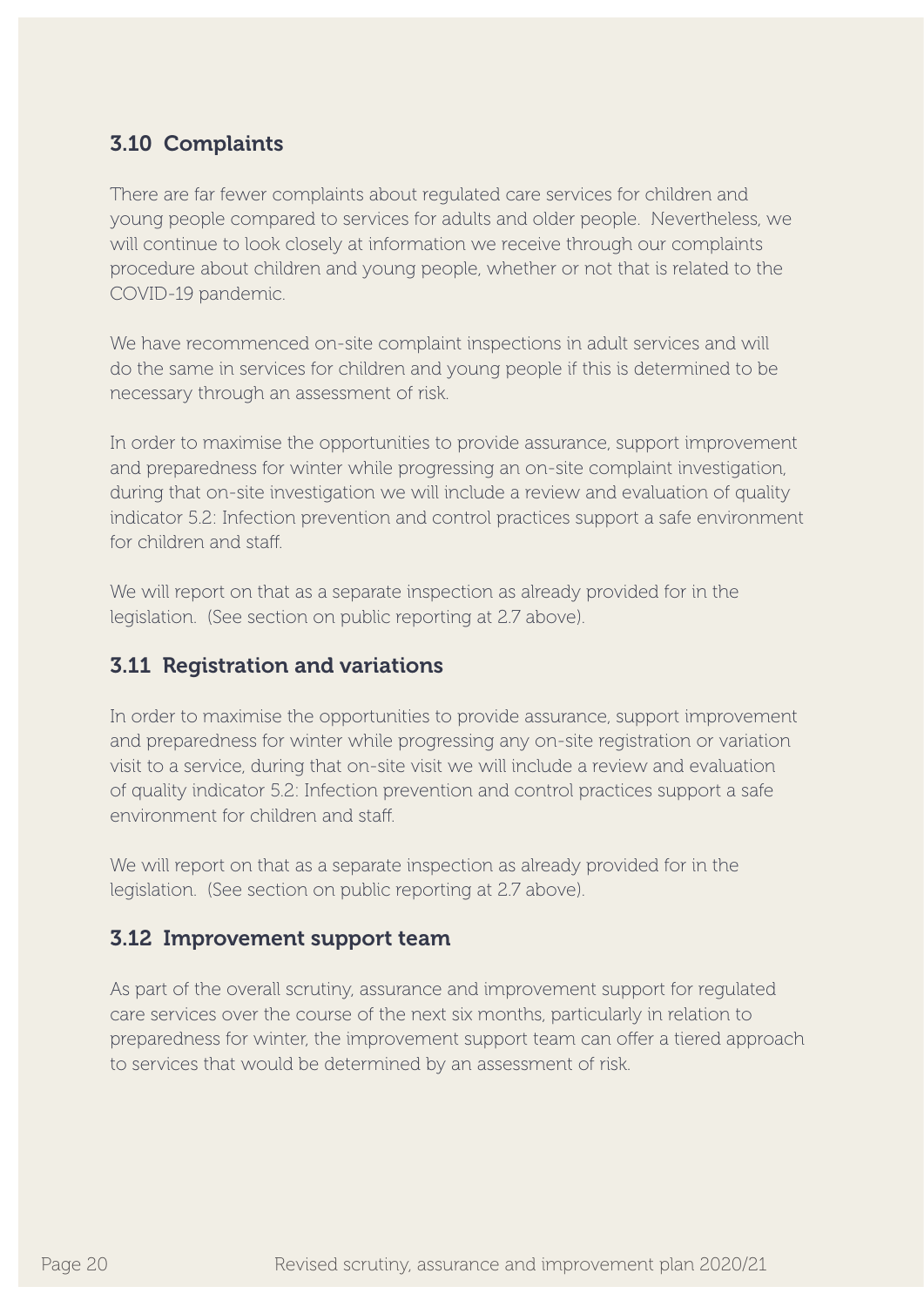### 3.10 Complaints

There are far fewer complaints about regulated care services for children and young people compared to services for adults and older people. Nevertheless, we will continue to look closely at information we receive through our complaints procedure about children and young people, whether or not that is related to the COVID-19 pandemic.

We have recommenced on-site complaint inspections in adult services and will do the same in services for children and young people if this is determined to be necessary through an assessment of risk.

In order to maximise the opportunities to provide assurance, support improvement and preparedness for winter while progressing an on-site complaint investigation, during that on-site investigation we will include a review and evaluation of quality indicator 5.2: Infection prevention and control practices support a safe environment for children and staff.

We will report on that as a separate inspection as already provided for in the legislation. (See section on public reporting at 2.7 above).

### 3.11 Registration and variations

In order to maximise the opportunities to provide assurance, support improvement and preparedness for winter while progressing any on-site registration or variation visit to a service, during that on-site visit we will include a review and evaluation of quality indicator 5.2: Infection prevention and control practices support a safe environment for children and staff.

We will report on that as a separate inspection as already provided for in the legislation. (See section on public reporting at 2.7 above).

### 3.12 Improvement support team

As part of the overall scrutiny, assurance and improvement support for regulated care services over the course of the next six months, particularly in relation to preparedness for winter, the improvement support team can offer a tiered approach to services that would be determined by an assessment of risk.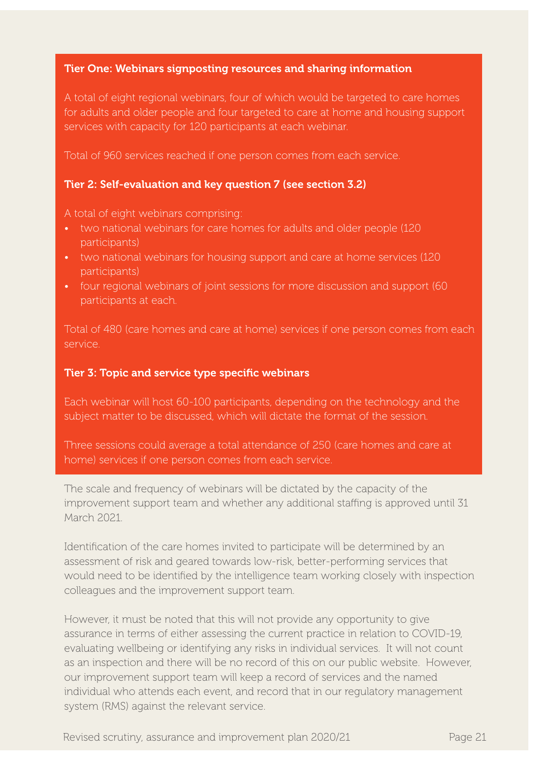**Tier One: Webinars signposting resources and sharing information**

A total of eight regional webinars, four of which would be targeted to care homes for adults and older people and four targeted to care at home and housing support services with capacity for 120 participants at each webinar.

Total of 960 services reached if one person comes from each service.

**Tier 2: Self-evaluation and key question 7 (see section 3.2)**

A total of eight webinars comprising:

- two national webinars for care homes for adults and older people (120 participants)
- two national webinars for housing support and care at home services (120 participants)
- four regional webinars of joint sessions for more discussion and support (60 participants at each.

Total of 480 (care homes and care at home) services if one person comes from each service.

**Tier 3: Topic and service type specific webinars**

Each webinar will host 60-100 participants, depending on the technology and the subject matter to be discussed, which will dictate the format of the session.

Three sessions could average a total attendance of 250 (care homes and care at home) services if one person comes from each service.

The scale and frequency of webinars will be dictated by the capacity of the improvement support team and whether any additional staffing is approved until 31 March 2021.

Identification of the care homes invited to participate will be determined by an assessment of risk and geared towards low-risk, better-performing services that would need to be identified by the intelligence team working closely with inspection colleagues and the improvement support team.

However, it must be noted that this will not provide any opportunity to give assurance in terms of either assessing the current practice in relation to COVID-19, evaluating wellbeing or identifying any risks in individual services. It will not count as an inspection and there will be no record of this on our public website. However, our improvement support team will keep a record of services and the named individual who attends each event, and record that in our regulatory management system (RMS) against the relevant service.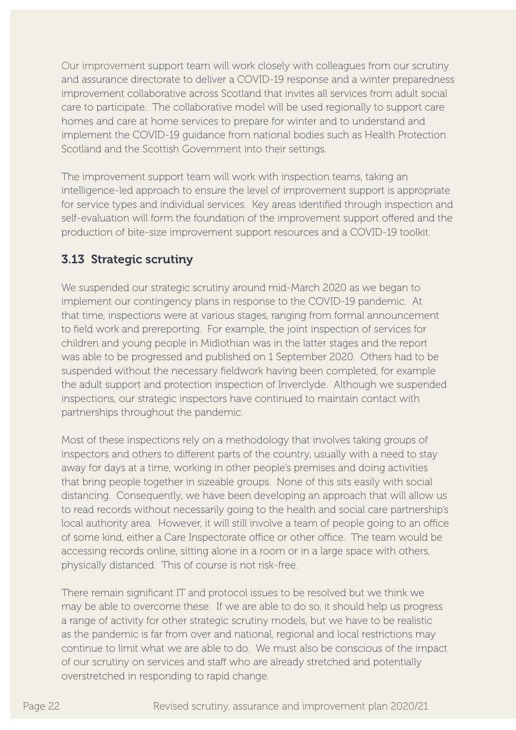Our improvement support team will work closely with colleagues from our scrutiny and assurance directorate to deliver a COVID-19 response and a winter preparedness improvement collaborative across Scotland that invites all services from adult social care to participate. The collaborative model will be used regionally to support care homes and care at home services to prepare for winter and to understand and implement the COVID-19 guidance from national bodies such as Health Protection Scotland and the Scottish Government into their settings.

The improvement support team will work with inspection teams, taking an intelligence-led approach to ensure the level of improvement support is appropriate for service types and individual services. Key areas identified through inspection and self-evaluation will form the foundation of the improvement support offered and the production of bite-size improvement support resources and a COVID-19 toolkit.

### 3.13 Strategic scrutiny

We suspended our strategic scrutiny around mid-March 2020 as we began to implement our contingency plans in response to the COVID-19 pandemic. At that time, inspections were at various stages, ranging from formal announcement to field work and prereporting. For example, the joint inspection of services for children and young people in Midlothian was in the latter stages and the report was able to be progressed and published on 1 September 2020. Others had to be suspended without the necessary fieldwork having been completed, for example the adult support and protection inspection of Inverclyde. Although we suspended inspections, our strategic inspectors have continued to maintain contact with partnerships throughout the pandemic.

Most of these inspections rely on a methodology that involves taking groups of inspectors and others to different parts of the country, usually with a need to stay away for days at a time, working in other people's premises and doing activities that bring people together in sizeable groups. None of this sits easily with social distancing. Consequently, we have been developing an approach that will allow us to read records without necessarily going to the health and social care partnership's local authority area. However, it will still involve a team of people going to an office of some kind, either a Care Inspectorate office or other office. The team would be accessing records online, sitting alone in a room or in a large space with others, physically distanced. This of course is not risk-free.

There remain significant IT and protocol issues to be resolved but we think we may be able to overcome these. If we are able to do so, it should help us progress a range of activity for other strategic scrutiny models, but we have to be realistic as the pandemic is far from over and national, regional and local restrictions may continue to limit what we are able to do. We must also be conscious of the impact of our scrutiny on services and staff who are already stretched and potentially overstretched in responding to rapid change.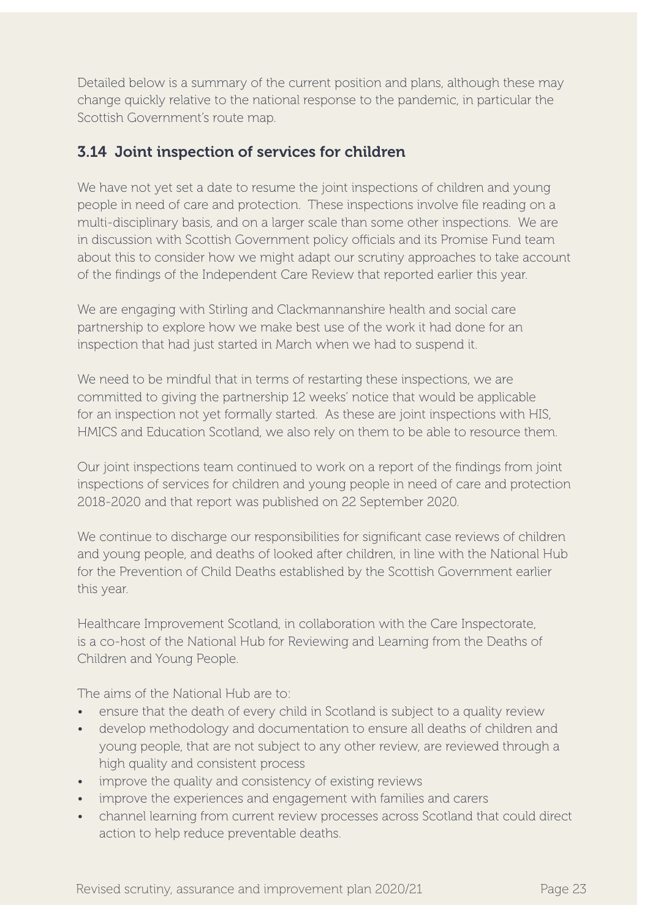Detailed below is a summary of the current position and plans, although these may change quickly relative to the national response to the pandemic, in particular the Scottish Government's route map.

### 3.14 Joint inspection of services for children

We have not yet set a date to resume the joint inspections of children and young people in need of care and protection. These inspections involve file reading on a multi-disciplinary basis, and on a larger scale than some other inspections. We are in discussion with Scottish Government policy officials and its Promise Fund team about this to consider how we might adapt our scrutiny approaches to take account of the findings of the Independent Care Review that reported earlier this year.

We are engaging with Stirling and Clackmannanshire health and social care partnership to explore how we make best use of the work it had done for an inspection that had just started in March when we had to suspend it.

We need to be mindful that in terms of restarting these inspections, we are committed to giving the partnership 12 weeks' notice that would be applicable for an inspection not yet formally started. As these are joint inspections with HIS, HMICS and Education Scotland, we also rely on them to be able to resource them.

Our joint inspections team continued to work on a report of the findings from joint inspections of services for children and young people in need of care and protection 2018-2020 and that report was published on 22 September 2020.

We continue to discharge our responsibilities for significant case reviews of children and young people, and deaths of looked after children, in line with the National Hub for the Prevention of Child Deaths established by the Scottish Government earlier this year.

Healthcare Improvement Scotland, in collaboration with the Care Inspectorate, is a co-host of the National Hub for Reviewing and Learning from the Deaths of Children and Young People.

The aims of the National Hub are to:

- ensure that the death of every child in Scotland is subject to a quality review
- develop methodology and documentation to ensure all deaths of children and young people, that are not subject to any other review, are reviewed through a high quality and consistent process
- improve the quality and consistency of existing reviews
- improve the experiences and engagement with families and carers
- channel learning from current review processes across Scotland that could direct action to help reduce preventable deaths.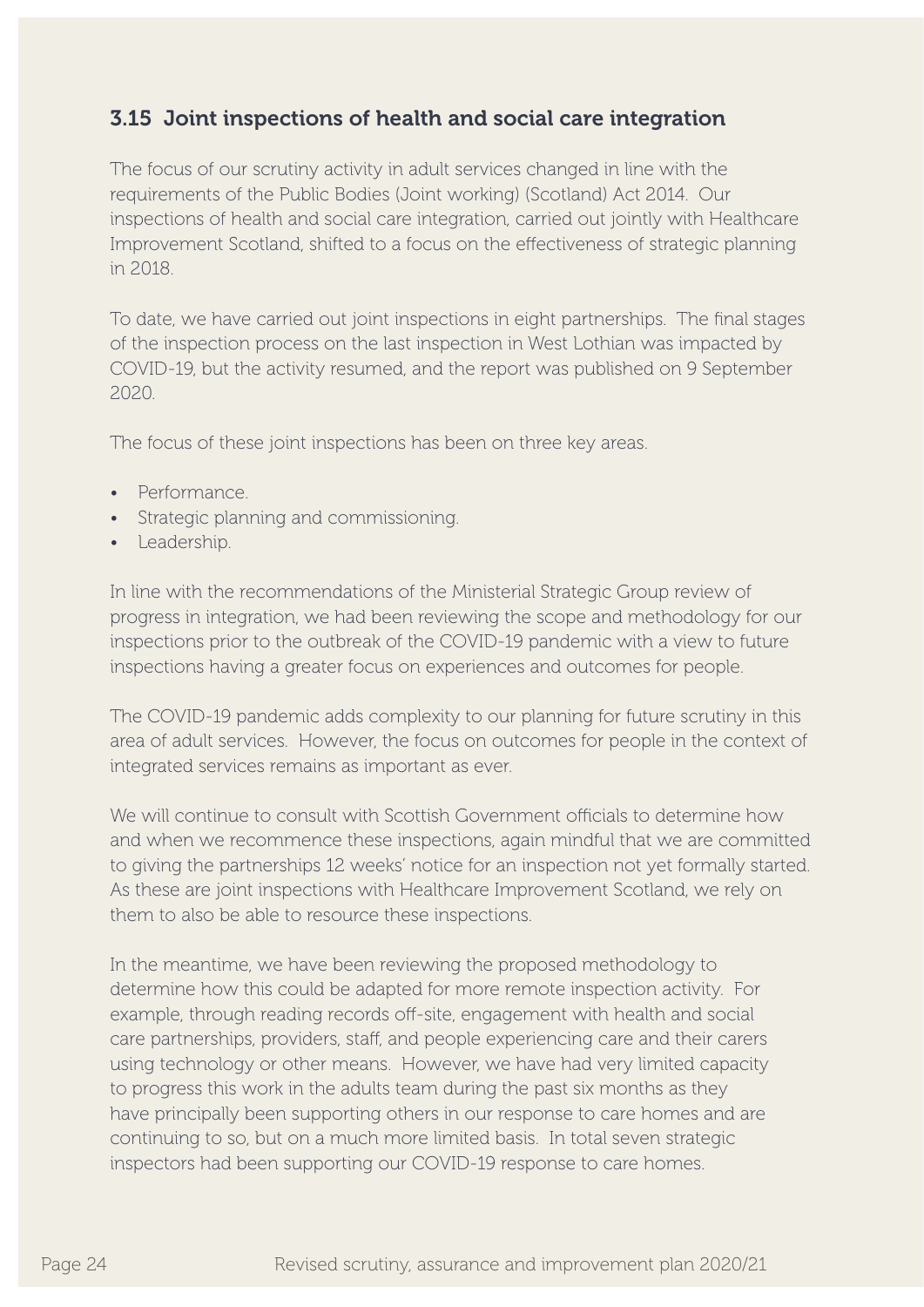## 3.15 Joint inspections of health and social care integration

The focus of our scrutiny activity in adult services changed in line with the requirements of the Public Bodies (Joint working) (Scotland) Act 2014. Our inspections of health and social care integration, carried out jointly with Healthcare Improvement Scotland, shifted to a focus on the effectiveness of strategic planning in 2018.

To date, we have carried out joint inspections in eight partnerships. The final stages of the inspection process on the last inspection in West Lothian was impacted by COVID-19, but the activity resumed, and the report was published on 9 September 2020.

The focus of these joint inspections has been on three key areas.

- Performance.
- Strategic planning and commissioning.
- Leadership.

In line with the recommendations of the Ministerial Strategic Group review of progress in integration, we had been reviewing the scope and methodology for our inspections prior to the outbreak of the COVID-19 pandemic with a view to future inspections having a greater focus on experiences and outcomes for people.

The COVID-19 pandemic adds complexity to our planning for future scrutiny in this area of adult services. However, the focus on outcomes for people in the context of integrated services remains as important as ever.

We will continue to consult with Scottish Government officials to determine how and when we recommence these inspections, again mindful that we are committed to giving the partnerships 12 weeks' notice for an inspection not yet formally started. As these are joint inspections with Healthcare Improvement Scotland, we rely on them to also be able to resource these inspections.

In the meantime, we have been reviewing the proposed methodology to determine how this could be adapted for more remote inspection activity. For example, through reading records off-site, engagement with health and social care partnerships, providers, staff, and people experiencing care and their carers using technology or other means. However, we have had very limited capacity to progress this work in the adults team during the past six months as they have principally been supporting others in our response to care homes and are continuing to so, but on a much more limited basis. In total seven strategic inspectors had been supporting our COVID-19 response to care homes.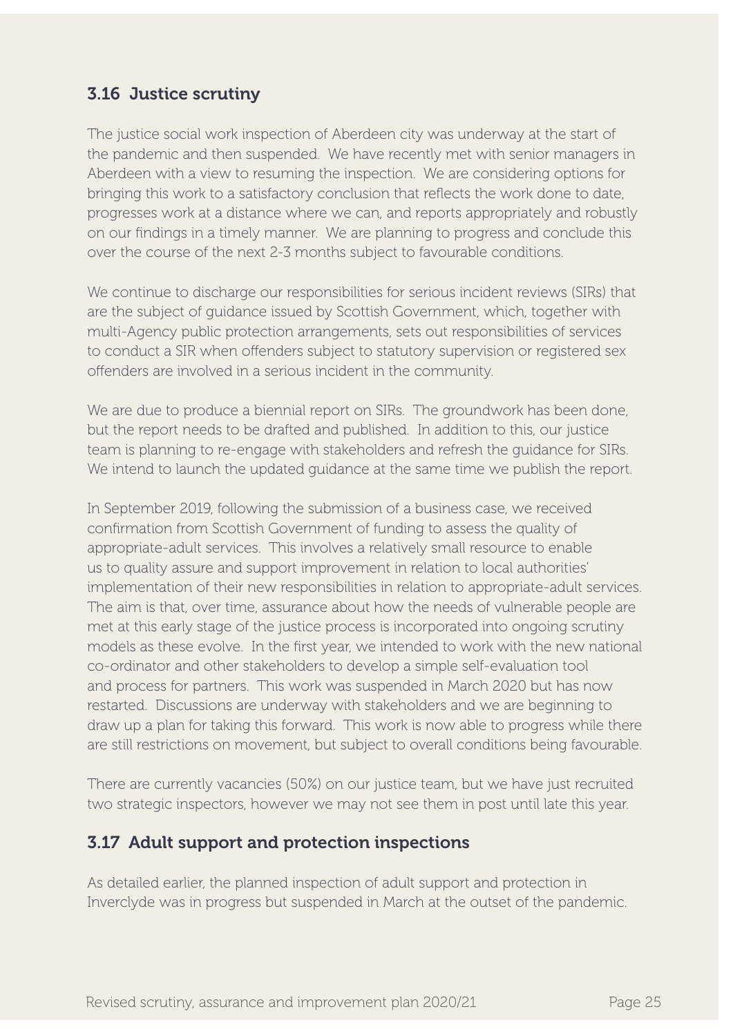## 3.16 Justice scrutiny

The justice social work inspection of Aberdeen city was underway at the start of the pandemic and then suspended. We have recently met with senior managers in Aberdeen with a view to resuming the inspection. We are considering options for bringing this work to a satisfactory conclusion that reflects the work done to date, progresses work at a distance where we can, and reports appropriately and robustly on our findings in a timely manner. We are planning to progress and conclude this over the course of the next 2-3 months subject to favourable conditions.

We continue to discharge our responsibilities for serious incident reviews (SIRs) that are the subject of guidance issued by Scottish Government, which, together with multi-Agency public protection arrangements, sets out responsibilities of services to conduct a SIR when offenders subject to statutory supervision or registered sex offenders are involved in a serious incident in the community.

We are due to produce a biennial report on SIRs. The groundwork has been done, but the report needs to be drafted and published. In addition to this, our justice team is planning to re-engage with stakeholders and refresh the guidance for SIRs. We intend to launch the updated guidance at the same time we publish the report.

In September 2019, following the submission of a business case, we received confirmation from Scottish Government of funding to assess the quality of appropriate-adult services. This involves a relatively small resource to enable us to quality assure and support improvement in relation to local authorities' implementation of their new responsibilities in relation to appropriate-adult services. The aim is that, over time, assurance about how the needs of vulnerable people are met at this early stage of the justice process is incorporated into ongoing scrutiny models as these evolve. In the first year, we intended to work with the new national co-ordinator and other stakeholders to develop a simple self-evaluation tool and process for partners. This work was suspended in March 2020 but has now restarted. Discussions are underway with stakeholders and we are beginning to draw up a plan for taking this forward. This work is now able to progress while there are still restrictions on movement, but subject to overall conditions being favourable.

There are currently vacancies (50%) on our justice team, but we have just recruited two strategic inspectors, however we may not see them in post until late this year.

## 3.17 Adult support and protection inspections

As detailed earlier, the planned inspection of adult support and protection in Inverclyde was in progress but suspended in March at the outset of the pandemic.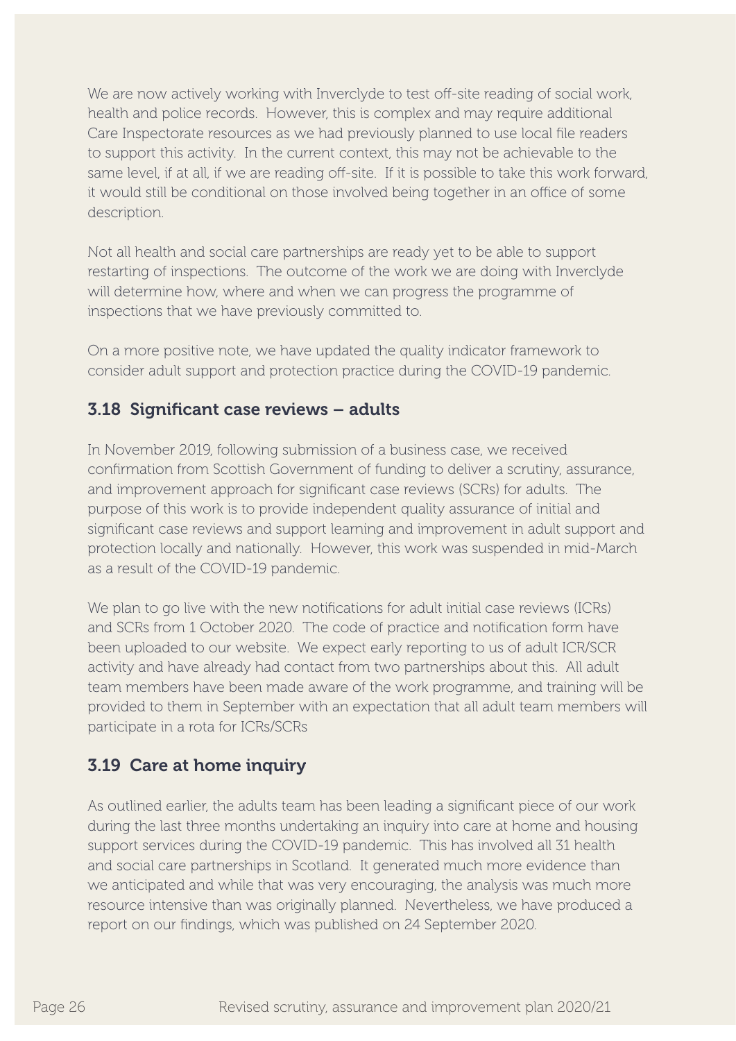We are now actively working with Inverclyde to test off-site reading of social work, health and police records. However, this is complex and may require additional Care Inspectorate resources as we had previously planned to use local file readers to support this activity. In the current context, this may not be achievable to the same level, if at all, if we are reading off-site. If it is possible to take this work forward, it would still be conditional on those involved being together in an office of some description.

Not all health and social care partnerships are ready yet to be able to support restarting of inspections. The outcome of the work we are doing with Inverclyde will determine how, where and when we can progress the programme of inspections that we have previously committed to.

On a more positive note, we have updated the quality indicator framework to consider adult support and protection practice during the COVID-19 pandemic.

### 3.18 Significant case reviews – adults

In November 2019, following submission of a business case, we received confirmation from Scottish Government of funding to deliver a scrutiny, assurance, and improvement approach for significant case reviews (SCRs) for adults. The purpose of this work is to provide independent quality assurance of initial and significant case reviews and support learning and improvement in adult support and protection locally and nationally. However, this work was suspended in mid-March as a result of the COVID-19 pandemic.

We plan to go live with the new notifications for adult initial case reviews (ICRs) and SCRs from 1 October 2020. The code of practice and notification form have been uploaded to our website. We expect early reporting to us of adult ICR/SCR activity and have already had contact from two partnerships about this. All adult team members have been made aware of the work programme, and training will be provided to them in September with an expectation that all adult team members will participate in a rota for ICRs/SCRs

### 3.19 Care at home inquiry

As outlined earlier, the adults team has been leading a significant piece of our work during the last three months undertaking an inquiry into care at home and housing support services during the COVID-19 pandemic. This has involved all 31 health and social care partnerships in Scotland. It generated much more evidence than we anticipated and while that was very encouraging, the analysis was much more resource intensive than was originally planned. Nevertheless, we have produced a report on our findings, which was published on 24 September 2020.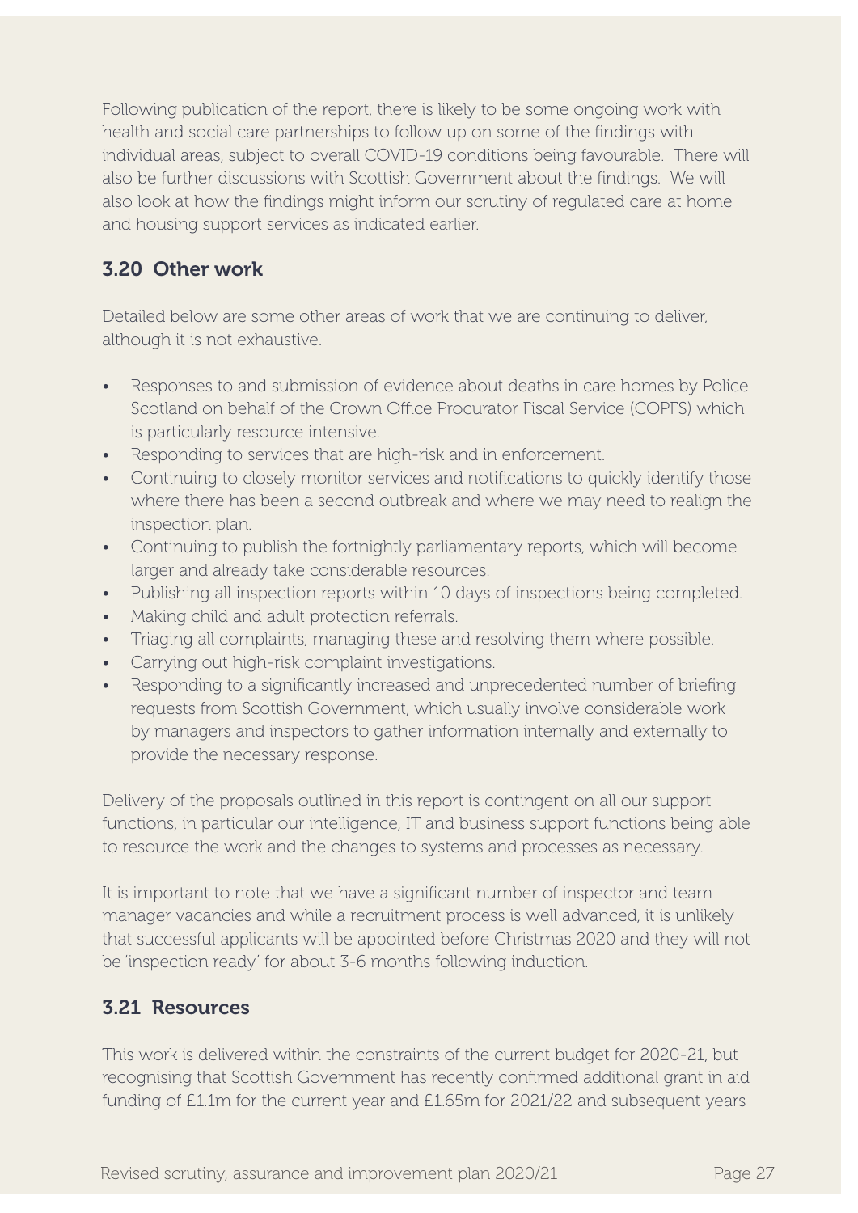Following publication of the report, there is likely to be some ongoing work with health and social care partnerships to follow up on some of the findings with individual areas, subject to overall COVID-19 conditions being favourable. There will also be further discussions with Scottish Government about the findings. We will also look at how the findings might inform our scrutiny of regulated care at home and housing support services as indicated earlier.

## 3.20 Other work

Detailed below are some other areas of work that we are continuing to deliver, although it is not exhaustive.

- Responses to and submission of evidence about deaths in care homes by Police Scotland on behalf of the Crown Office Procurator Fiscal Service (COPFS) which is particularly resource intensive.
- Responding to services that are high-risk and in enforcement.
- Continuing to closely monitor services and notifications to quickly identify those where there has been a second outbreak and where we may need to realign the inspection plan.
- Continuing to publish the fortnightly parliamentary reports, which will become larger and already take considerable resources.
- Publishing all inspection reports within 10 days of inspections being completed.
- Making child and adult protection referrals.
- Triaging all complaints, managing these and resolving them where possible.
- Carrying out high-risk complaint investigations.
- Responding to a significantly increased and unprecedented number of briefing requests from Scottish Government, which usually involve considerable work by managers and inspectors to gather information internally and externally to provide the necessary response.

Delivery of the proposals outlined in this report is contingent on all our support functions, in particular our intelligence, IT and business support functions being able to resource the work and the changes to systems and processes as necessary.

It is important to note that we have a significant number of inspector and team manager vacancies and while a recruitment process is well advanced, it is unlikely that successful applicants will be appointed before Christmas 2020 and they will not be 'inspection ready' for about 3-6 months following induction.

## 3.21 Resources

This work is delivered within the constraints of the current budget for 2020-21, but recognising that Scottish Government has recently confirmed additional grant in aid funding of £1.1m for the current year and £1.65m for 2021/22 and subsequent years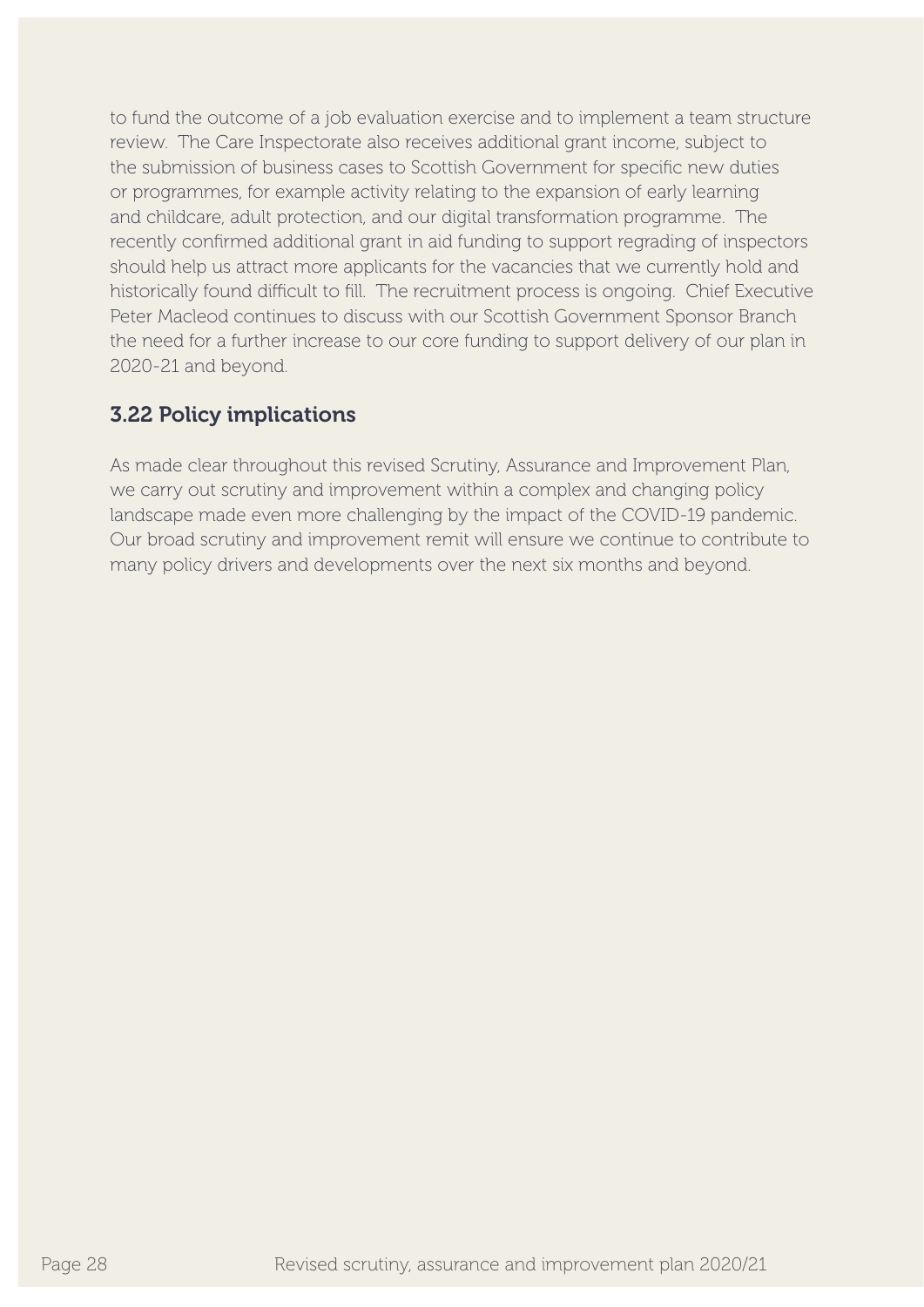to fund the outcome of a job evaluation exercise and to implement a team structure review. The Care Inspectorate also receives additional grant income, subject to the submission of business cases to Scottish Government for specific new duties or programmes, for example activity relating to the expansion of early learning and childcare, adult protection, and our digital transformation programme. The recently confirmed additional grant in aid funding to support regrading of inspectors should help us attract more applicants for the vacancies that we currently hold and historically found difficult to fill. The recruitment process is ongoing. Chief Executive Peter Macleod continues to discuss with our Scottish Government Sponsor Branch the need for a further increase to our core funding to support delivery of our plan in 2020-21 and beyond.

### 3.22 Policy implications

As made clear throughout this revised Scrutiny, Assurance and Improvement Plan, we carry out scrutiny and improvement within a complex and changing policy landscape made even more challenging by the impact of the COVID-19 pandemic. Our broad scrutiny and improvement remit will ensure we continue to contribute to many policy drivers and developments over the next six months and beyond.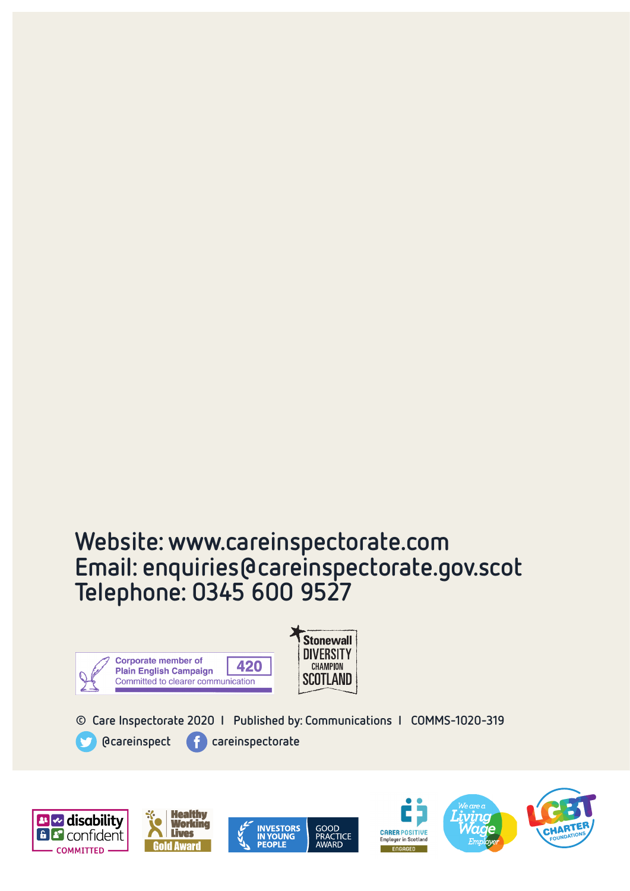**Website: www.careinspectorate.com**
**Email: enquiries@careinspectorate.gov.scot**
**Telephone: 0345 600 9527**

Corporate member of Plain English Campaign 420
Committed to clearer communication

Stonewall DIVERSITY CHAMPION SCOTLAND

© Care Inspectorate 2020 | Published by: Communications | COMMS-1020-319

@careinspect careinspectorate

disability confident COMMITTED

Healthy Working Lives Gold Award

INVESTORS IN YOUNG PEOPLE GOOD PRACTICE AWARD

CARER POSITIVE Employer in Scotland ENGAGED

We are a Living Wage Employer

LGBT CHARTER FOUNDATIONS